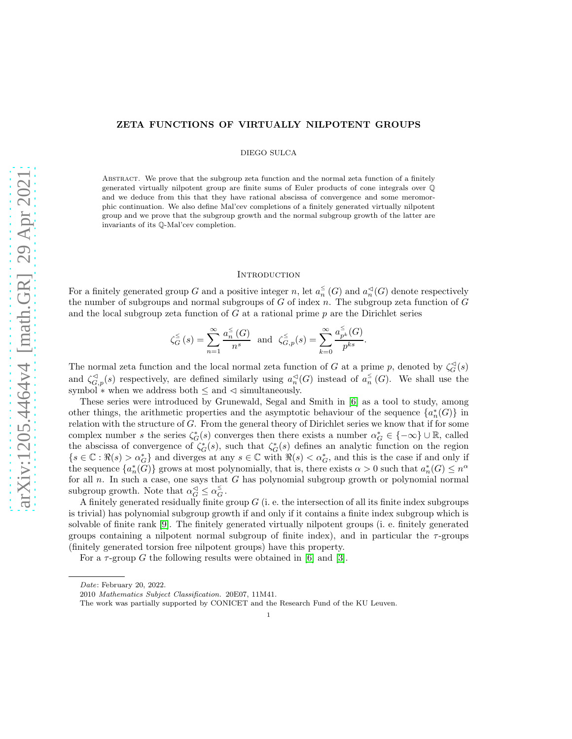# ZETA FUNCTIONS OF VIRTUALLY NILPOTENT GROUPS

DIEGO SULCA

Abstract. We prove that the subgroup zeta function and the normal zeta function of a finitely generated virtually nilpotent group are finite sums of Euler products of cone integrals over $\mathbb{Q}$ and we deduce from this that they have rational abscissa of convergence and some meromorphic continuation. We also define Mal'cev completions of a finitely generated virtually nilpotent group and we prove that the subgroup growth and the normal subgroup growth of the latter are invariants of its $\mathbb{Q}$-Mal'cev completion.

## Introduction

For a finitely generated group $G$ and a positive integer $n$, let $a_n^{\leq}(G)$ and $a_n^{\lhd}(G)$ denote respectively the number of subgroups and normal subgroups of $G$ of index $n$. The subgroup zeta function of $G$ and the local subgroup zeta function of $G$ at a rational prime $p$ are the Dirichlet series

$$\zeta_G^{\leq}(s) = \sum_{n=1}^{\infty} \frac{a_n^{\leq}(G)}{n^s} \quad \text{and} \quad \zeta_{G,p}^{\leq}(s) = \sum_{k=0}^{\infty} \frac{a_{p^k}^{\leq}(G)}{p^{ks}}.$$

The normal zeta function and the local normal zeta function of $G$ at a prime $p$, denoted by $\zeta_G^{\lhd}(s)$ and $\zeta_{G,p}^{\lhd}(s)$ respectively, are defined similarly using $a_n^{\lhd}(G)$ instead of $a_n^{\leq}(G)$. We shall use the symbol $*$ when we address both $\leq$ and $\lhd$ simultaneously.

These series were introduced by Grunewald, Segal and Smith in [6] as a tool to study, among other things, the arithmetic properties and the asymptotic behaviour of the sequence $\{a_n^*(G)\}$ in relation with the structure of $G$. From the general theory of Dirichlet series we know that if for some complex number $s$ the series $\zeta_G^*(s)$ converges then there exists a number $\alpha_G^* \in \{-\infty\} \cup \mathbb{R}$, called the abscissa of convergence of $\zeta_G^*(s)$, such that $\zeta_G^*(s)$ defines an analytic function on the region $\{s \in \mathbb{C} : \Re(s) > \alpha_G^*\}$ and diverges at any $s \in \mathbb{C}$ with $\Re(s) < \alpha_G^*$, and this is the case if and only if the sequence $\{a_n^*(G)\}$ grows at most polynomially, that is, there exists $\alpha > 0$ such that $a_n^*(G) \leq n^\alpha$ for all $n$. In such a case, one says that $G$ has polynomial subgroup growth or polynomial normal subgroup growth. Note that $\alpha_G^{\lhd} \leq \alpha_G^{\leq}$.

A finitely generated residually finite group $G$ (i. e. the intersection of all its finite index subgroups is trivial) has polynomial subgroup growth if and only if it contains a finite index subgroup which is solvable of finite rank [9]. The finitely generated virtually nilpotent groups (i. e. finitely generated groups containing a nilpotent normal subgroup of finite index), and in particular the $\tau$-groups (finitely generated torsion free nilpotent groups) have this property.

For a $\tau$-group $G$ the following results were obtained in [6] and [3].

*Date*: February 20, 2022.

2010 *Mathematics Subject Classification.* 20E07, 11M41.

The work was partially supported by CONICET and the Research Fund of the KU Leuven.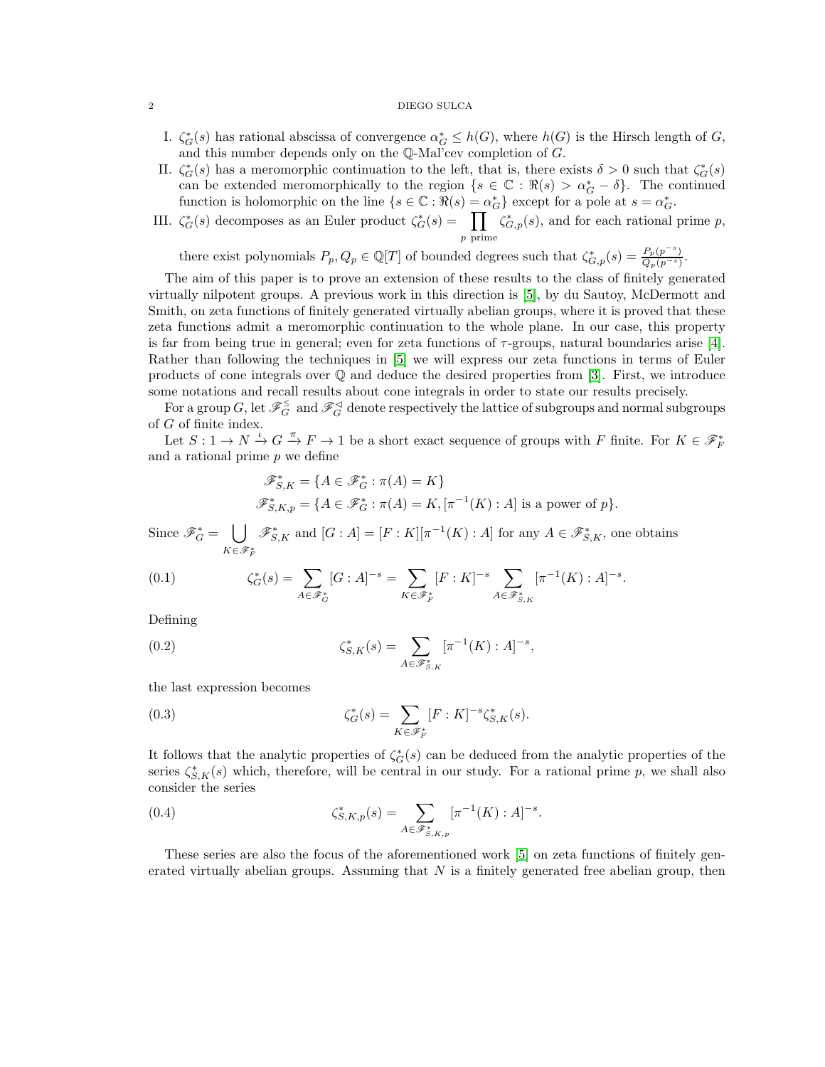I. $\zeta_G^*(s)$ has rational abscissa of convergence $\alpha_G^* \leq h(G)$, where $h(G)$ is the Hirsch length of $G$, and this number depends only on the $\mathbb{Q}$-Mal'cev completion of $G$.

II. $\zeta_G^*(s)$ has a meromorphic continuation to the left, that is, there exists $\delta > 0$ such that $\zeta_G^*(s)$ can be extended meromorphically to the region $\{s \in \mathbb{C} : \Re(s) > \alpha_G^* - \delta\}$. The continued function is holomorphic on the line $\{s \in \mathbb{C} : \Re(s) = \alpha_G^*\}$ except for a pole at $s = \alpha_G^*$.

III. $\zeta_G^*(s)$ decomposes as an Euler product $\zeta_G^*(s) = \prod_{p \text{ prime}} \zeta_{G,p}^*(s)$, and for each rational prime $p$, there exist polynomials $P_p, Q_p \in \mathbb{Q}[T]$ of bounded degrees such that $\zeta_{G,p}^*(s) = \frac{P_p(p^{-s})}{Q_p(p^{-s})}$.

The aim of this paper is to prove an extension of these results to the class of finitely generated virtually nilpotent groups. A previous work in this direction is [5], by du Sautoy, McDermott and Smith, on zeta functions of finitely generated virtually abelian groups, where it is proved that these zeta functions admit a meromorphic continuation to the whole plane. In our case, this property is far from being true in general; even for zeta functions of $\tau$-groups, natural boundaries arise [4]. Rather than following the techniques in [5] we will express our zeta functions in terms of Euler products of cone integrals over $\mathbb{Q}$ and deduce the desired properties from [3]. First, we introduce some notations and recall results about cone integrals in order to state our results precisely.

For a group $G$, let $\mathscr{F}_G^{\leq}$ and $\mathscr{F}_G^{\triangleleft}$ denote respectively the lattice of subgroups and normal subgroups of $G$ of finite index.

Let $S : 1 \to N \xrightarrow{\iota} G \xrightarrow{\pi} F \to 1$ be a short exact sequence of groups with $F$ finite. For $K \in \mathscr{F}_F^*$ and a rational prime $p$ we define

$$\mathscr{F}_{S,K}^* = \{A \in \mathscr{F}_G^* : \pi(A) = K\}$$
$$\mathscr{F}_{S,K,p}^* = \{A \in \mathscr{F}_G^* : \pi(A) = K, [\pi^{-1}(K) : A] \text{ is a power of } p\}.$$

Since $\mathscr{F}_G^* = \bigcup_{K \in \mathscr{F}_F^*} \mathscr{F}_{S,K}^*$ and $[G : A] = [F : K][\pi^{-1}(K) : A]$ for any $A \in \mathscr{F}_{S,K}^*$, one obtains

$$\zeta_G^*(s) = \sum_{A \in \mathscr{F}_G^*} [G : A]^{-s} = \sum_{K \in \mathscr{F}_F^*} [F : K]^{-s} \sum_{A \in \mathscr{F}_{S,K}^*} [\pi^{-1}(K) : A]^{-s}. \tag{0.1}$$

Defining

$$\zeta_{S,K}^*(s) = \sum_{A \in \mathscr{F}_{S,K}^*} [\pi^{-1}(K) : A]^{-s}, \tag{0.2}$$

the last expression becomes

$$\zeta_G^*(s) = \sum_{K \in \mathscr{F}_F^*} [F : K]^{-s} \zeta_{S,K}^*(s). \tag{0.3}$$

It follows that the analytic properties of $\zeta_G^*(s)$ can be deduced from the analytic properties of the series $\zeta_{S,K}^*(s)$ which, therefore, will be central in our study. For a rational prime $p$, we shall also consider the series

$$\zeta_{S,K,p}^*(s) = \sum_{A \in \mathscr{F}_{S,K,p}^*} [\pi^{-1}(K) : A]^{-s}. \tag{0.4}$$

These series are also the focus of the aforementioned work [5] on zeta functions of finitely generated virtually abelian groups. Assuming that $N$ is a finitely generated free abelian group, then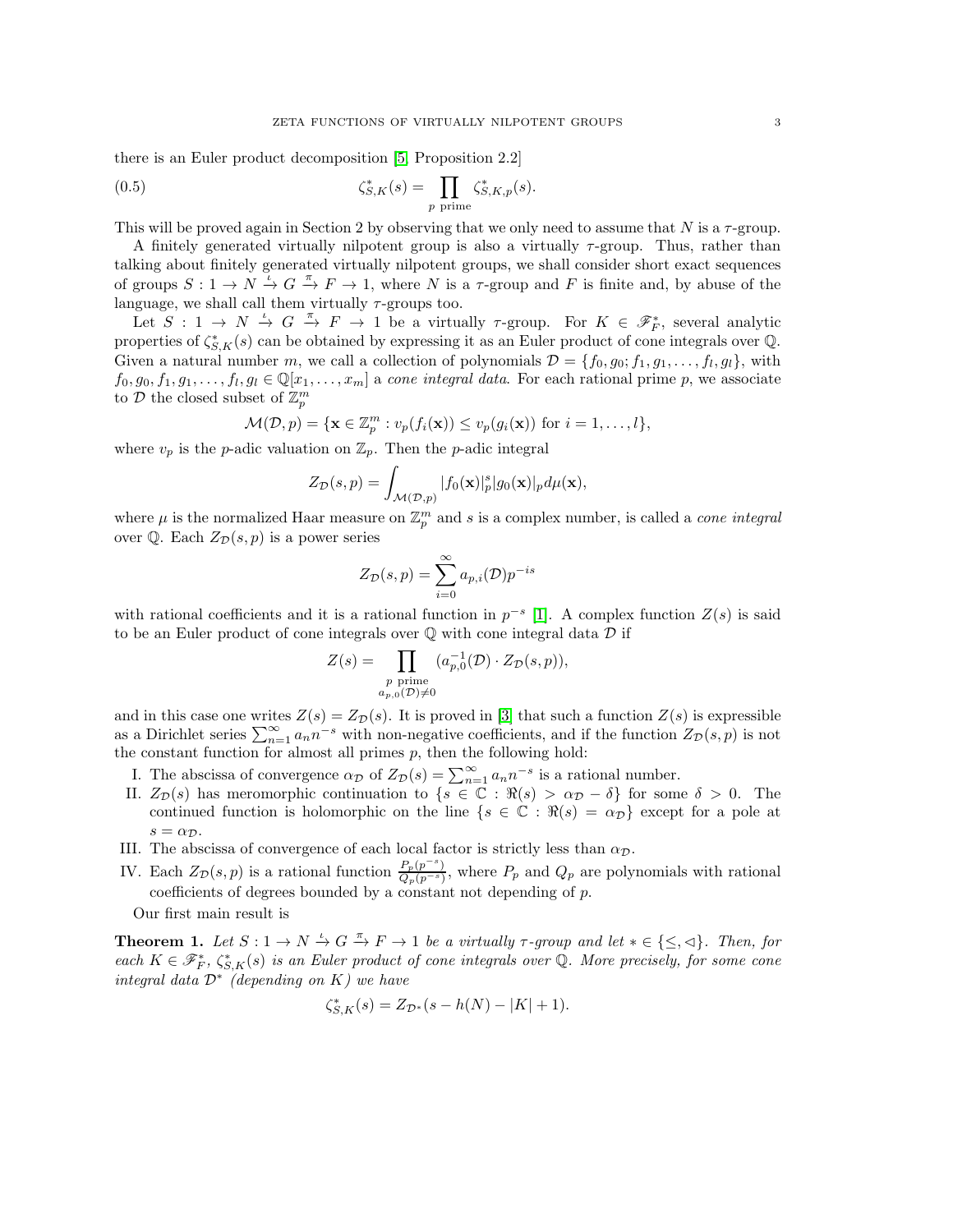there is an Euler product decomposition [5, Proposition 2.2]

$$\zeta^*_{S,K}(s) = \prod_{p \text{ prime}} \zeta^*_{S,K,p}(s). \tag{0.5}$$

This will be proved again in Section 2 by observing that we only need to assume that $N$ is a $\tau$-group.

A finitely generated virtually nilpotent group is also a virtually $\tau$-group. Thus, rather than talking about finitely generated virtually nilpotent groups, we shall consider short exact sequences of groups $S : 1 \to N \xrightarrow{\iota} G \xrightarrow{\pi} F \to 1$, where $N$ is a $\tau$-group and $F$ is finite and, by abuse of the language, we shall call them virtually $\tau$-groups too.

Let $S : 1 \to N \xrightarrow{\iota} G \xrightarrow{\pi} F \to 1$ be a virtually $\tau$-group. For $K \in \mathscr{F}^*_F$, several analytic properties of $\zeta^*_{S,K}(s)$ can be obtained by expressing it as an Euler product of cone integrals over $\mathbb{Q}$. Given a natural number $m$, we call a collection of polynomials $\mathcal{D} = \{f_0, g_0; f_1, g_1, \ldots, f_l, g_l\}$, with $f_0, g_0, f_1, g_1, \ldots, f_l, g_l \in \mathbb{Q}[x_1, \ldots, x_m]$ a *cone integral data*. For each rational prime $p$, we associate to $\mathcal{D}$ the closed subset of $\mathbb{Z}_p^m$

$$\mathcal{M}(\mathcal{D}, p) = \{\mathbf{x} \in \mathbb{Z}_p^m : v_p(f_i(\mathbf{x})) \leq v_p(g_i(\mathbf{x})) \text{ for } i = 1, \ldots, l\},$$

where $v_p$ is the $p$-adic valuation on $\mathbb{Z}_p$. Then the $p$-adic integral

$$Z_{\mathcal{D}}(s, p) = \int_{\mathcal{M}(\mathcal{D},p)} |f_0(\mathbf{x})|_p^s |g_0(\mathbf{x})|_p d\mu(\mathbf{x}),$$

where $\mu$ is the normalized Haar measure on $\mathbb{Z}_p^m$ and $s$ is a complex number, is called a *cone integral* over $\mathbb{Q}$. Each $Z_{\mathcal{D}}(s, p)$ is a power series

$$Z_{\mathcal{D}}(s, p) = \sum_{i=0}^{\infty} a_{p,i}(\mathcal{D}) p^{-is}$$

with rational coefficients and it is a rational function in $p^{-s}$ [1]. A complex function $Z(s)$ is said to be an Euler product of cone integrals over $\mathbb{Q}$ with cone integral data $\mathcal{D}$ if

$$Z(s) = \prod_{\substack{p \text{ prime} \\ a_{p,0}(\mathcal{D}) \neq 0}} (a_{p,0}^{-1}(\mathcal{D}) \cdot Z_{\mathcal{D}}(s, p)),$$

and in this case one writes $Z(s) = Z_{\mathcal{D}}(s)$. It is proved in [3] that such a function $Z(s)$ is expressible as a Dirichlet series $\sum_{n=1}^{\infty} a_n n^{-s}$ with non-negative coefficients, and if the function $Z_{\mathcal{D}}(s, p)$ is not the constant function for almost all primes $p$, then the following hold:

I. The abscissa of convergence $\alpha_{\mathcal{D}}$ of $Z_{\mathcal{D}}(s) = \sum_{n=1}^{\infty} a_n n^{-s}$ is a rational number.
II. $Z_{\mathcal{D}}(s)$ has meromorphic continuation to $\{s \in \mathbb{C} : \Re(s) > \alpha_{\mathcal{D}} - \delta\}$ for some $\delta > 0$. The continued function is holomorphic on the line $\{s \in \mathbb{C} : \Re(s) = \alpha_{\mathcal{D}}\}$ except for a pole at $s = \alpha_{\mathcal{D}}$.
III. The abscissa of convergence of each local factor is strictly less than $\alpha_{\mathcal{D}}$.
IV. Each $Z_{\mathcal{D}}(s, p)$ is a rational function $\frac{P_p(p^{-s})}{Q_p(p^{-s})}$, where $P_p$ and $Q_p$ are polynomials with rational coefficients of degrees bounded by a constant not depending of $p$.

Our first main result is

**Theorem 1.** *Let $S : 1 \to N \xrightarrow{\iota} G \xrightarrow{\pi} F \to 1$ be a virtually $\tau$-group and let $* \in \{\leq, \lhd\}$. Then, for each $K \in \mathscr{F}^*_F$, $\zeta^*_{S,K}(s)$ is an Euler product of cone integrals over $\mathbb{Q}$. More precisely, for some cone integral data $\mathcal{D}^*$ (depending on $K$) we have*

$$\zeta^*_{S,K}(s) = Z_{\mathcal{D}^*}(s - h(N) - |K| + 1).$$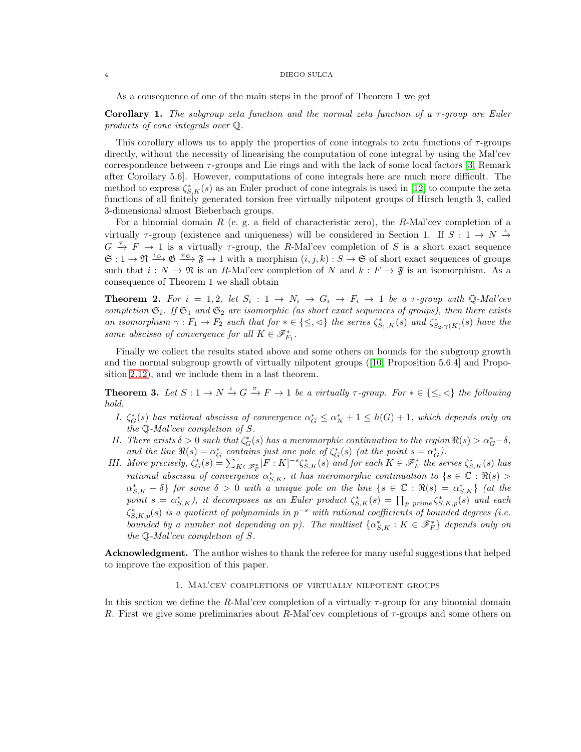As a consequence of one of the main steps in the proof of Theorem 1 we get

**Corollary 1.** *The subgroup zeta function and the normal zeta function of a $\tau$-group are Euler products of cone integrals over $\mathbb{Q}$.*

This corollary allows us to apply the properties of cone integrals to zeta functions of $\tau$-groups directly, without the necessity of linearising the computation of cone integral by using the Mal'cev correspondence between $\tau$-groups and Lie rings and with the lack of some local factors [3, Remark after Corollary 5.6]. However, computations of cone integrals here are much more difficult. The method to express $\zeta^*_{S,K}(s)$ as an Euler product of cone integrals is used in [12] to compute the zeta functions of all finitely generated torsion free virtually nilpotent groups of Hirsch length 3, called 3-dimensional almost Bieberbach groups.

For a binomial domain $R$ (e. g. a field of characteristic zero), the $R$-Mal'cev completion of a virtually $\tau$-group (existence and uniqueness) will be considered in Section 1. If $S : 1 \to N \xrightarrow{\iota} G \xrightarrow{\pi} F \to 1$ is a virtually $\tau$-group, the $R$-Mal'cev completion of $S$ is a short exact sequence $\mathfrak{S} : 1 \to \mathfrak{N} \xrightarrow{\iota_{\mathfrak{S}}} \mathfrak{G} \xrightarrow{\pi_{\mathfrak{S}}} \mathfrak{F} \to 1$ with a morphism $(i, j, k) : S \to \mathfrak{S}$ of short exact sequences of groups such that $i : N \to \mathfrak{N}$ is an $R$-Mal'cev completion of $N$ and $k : F \to \mathfrak{F}$ is an isomorphism. As a consequence of Theorem 1 we shall obtain

**Theorem 2.** *For $i = 1, 2$, let $S_i : 1 \to N_i \to G_i \to F_i \to 1$ be a $\tau$-group with $\mathbb{Q}$-Mal'cev completion $\mathfrak{S}_i$. If $\mathfrak{S}_1$ and $\mathfrak{S}_2$ are isomorphic (as short exact sequences of groups), then there exists an isomorphism $\gamma : F_1 \to F_2$ such that for $* \in \{\leq, \lhd\}$ the series $\zeta^*_{S_1,K}(s)$ and $\zeta^*_{S_2,\gamma(K)}(s)$ have the same abscissa of convergence for all $K \in \mathscr{F}^*_{F_1}$.*

Finally we collect the results stated above and some others on bounds for the subgroup growth and the normal subgroup growth of virtually nilpotent groups ([10, Proposition 5.6.4] and Proposition 2.12), and we include them in a last theorem.

**Theorem 3.** *Let $S : 1 \to N \xrightarrow{\iota} G \xrightarrow{\pi} F \to 1$ be a virtually $\tau$-group. For $* \in \{\leq, \lhd\}$ the following hold.*

*I. $\zeta^*_G(s)$ has rational abscissa of convergence $\alpha^*_G \leq \alpha^*_N + 1 \leq h(G) + 1$, which depends only on the $\mathbb{Q}$-Mal'cev completion of $S$.*

*II. There exists $\delta > 0$ such that $\zeta^*_G(s)$ has a meromorphic continuation to the region $\Re(s) > \alpha^*_G - \delta$, and the line $\Re(s) = \alpha^*_G$ contains just one pole of $\zeta^*_G(s)$ (at the point $s = \alpha^*_G$).*

*III. More precisely, $\zeta^*_G(s) = \sum_{K \in \mathscr{F}^*_F} [F : K]^{-s} \zeta^*_{S,K}(s)$ and for each $K \in \mathscr{F}^*_F$ the series $\zeta^*_{S,K}(s)$ has rational abscissa of convergence $\alpha^*_{S,K}$, it has meromorphic continuation to $\{s \in \mathbb{C} : \Re(s) > \alpha^*_{S,K} - \delta\}$ for some $\delta > 0$ with a unique pole on the line $\{s \in \mathbb{C} : \Re(s) = \alpha^*_{S,K}\}$ (at the point $s = \alpha^*_{S,K}$), it decomposes as an Euler product $\zeta^*_{S,K}(s) = \prod_{p \text{ prime}} \zeta^*_{S,K,p}(s)$ and each $\zeta^*_{S,K,p}(s)$ is a quotient of polynomials in $p^{-s}$ with rational coefficients of bounded degrees (i.e. bounded by a number not depending on $p$). The multiset $\{\alpha^*_{S,K} : K \in \mathscr{F}^*_F\}$ depends only on the $\mathbb{Q}$-Mal'cev completion of $S$.*

**Acknowledgment.** The author wishes to thank the referee for many useful suggestions that helped to improve the exposition of this paper.

## 1. Mal'cev completions of virtually nilpotent groups

In this section we define the $R$-Mal'cev completion of a virtually $\tau$-group for any binomial domain $R$. First we give some preliminaries about $R$-Mal'cev completions of $\tau$-groups and some others on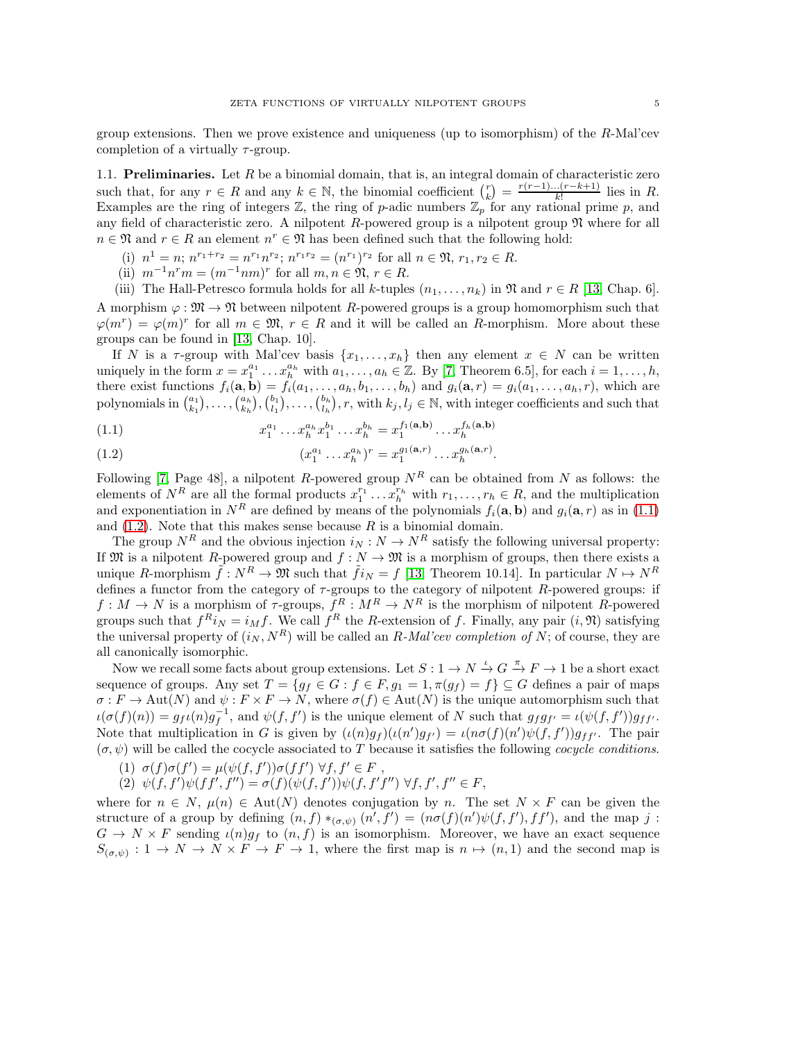group extensions. Then we prove existence and uniqueness (up to isomorphism) of the $R$-Mal'cev completion of a virtually $\tau$-group.

### 1.1. Preliminaries.

**1.1. Preliminaries.** Let $R$ be a binomial domain, that is, an integral domain of characteristic zero such that, for any $r \in R$ and any $k \in \mathbb{N}$, the binomial coefficient $\binom{r}{k} = \frac{r(r-1)\dots(r-k+1)}{k!}$ lies in $R$. Examples are the ring of integers $\mathbb{Z}$, the ring of $p$-adic numbers $\mathbb{Z}_p$ for any rational prime $p$, and any field of characteristic zero. A nilpotent $R$-powered group is a nilpotent group $\mathfrak{N}$ where for all $n \in \mathfrak{N}$ and $r \in R$ an element $n^r \in \mathfrak{N}$ has been defined such that the following hold:

(i) $n^1 = n$; $n^{r_1+r_2} = n^{r_1}n^{r_2}$; $n^{r_1 r_2} = (n^{r_1})^{r_2}$ for all $n \in \mathfrak{N}$, $r_1, r_2 \in R$.

(ii) $m^{-1}n^r m = (m^{-1}nm)^r$ for all $m, n \in \mathfrak{N}$, $r \in R$.

(iii) The Hall-Petresco formula holds for all $k$-tuples $(n_1, \dots, n_k)$ in $\mathfrak{N}$ and $r \in R$ [13, Chap. 6].

A morphism $\varphi : \mathfrak{M} \to \mathfrak{N}$ between nilpotent $R$-powered groups is a group homomorphism such that $\varphi(m^r) = \varphi(m)^r$ for all $m \in \mathfrak{M}$, $r \in R$ and it will be called an $R$-morphism. More about these groups can be found in [13, Chap. 10].

If $N$ is a $\tau$-group with Mal'cev basis $\{x_1, \dots, x_h\}$ then any element $x \in N$ can be written uniquely in the form $x = x_1^{a_1} \dots x_h^{a_h}$ with $a_1, \dots, a_h \in \mathbb{Z}$. By [7, Theorem 6.5], for each $i = 1, \dots, h$, there exist functions $f_i(\mathbf{a}, \mathbf{b}) = f_i(a_1, \dots, a_h, b_1, \dots, b_h)$ and $g_i(\mathbf{a}, r) = g_i(a_1, \dots, a_h, r)$, which are polynomials in $\binom{a_1}{k_1}, \dots, \binom{a_h}{k_h}, \binom{b_1}{l_1}, \dots, \binom{b_h}{l_h}, r$, with $k_j, l_j \in \mathbb{N}$, with integer coefficients and such that

$$x_1^{a_1} \dots x_h^{a_h} x_1^{b_1} \dots x_h^{b_h} = x_1^{f_1(\mathbf{a},\mathbf{b})} \dots x_h^{f_h(\mathbf{a},\mathbf{b})} \tag{1.1}$$

$$(x_1^{a_1} \dots x_h^{a_h})^r = x_1^{g_1(\mathbf{a},r)} \dots x_h^{g_h(\mathbf{a},r)}. \tag{1.2}$$

Following [7, Page 48], a nilpotent $R$-powered group $N^R$ can be obtained from $N$ as follows: the elements of $N^R$ are all the formal products $x_1^{r_1} \dots x_h^{r_h}$ with $r_1, \dots, r_h \in R$, and the multiplication and exponentiation in $N^R$ are defined by means of the polynomials $f_i(\mathbf{a}, \mathbf{b})$ and $g_i(\mathbf{a}, r)$ as in (1.1) and (1.2). Note that this makes sense because $R$ is a binomial domain.

The group $N^R$ and the obvious injection $i_N : N \to N^R$ satisfy the following universal property: If $\mathfrak{M}$ is a nilpotent $R$-powered group and $f : N \to \mathfrak{M}$ is a morphism of groups, then there exists a unique $R$-morphism $\tilde{f} : N^R \to \mathfrak{M}$ such that $\tilde{f} i_N = f$ [13, Theorem 10.14]. In particular $N \mapsto N^R$ defines a functor from the category of $\tau$-groups to the category of nilpotent $R$-powered groups: if $f : M \to N$ is a morphism of $\tau$-groups, $f^R : M^R \to N^R$ is the morphism of nilpotent $R$-powered groups such that $f^R i_N = i_M f$. We call $f^R$ the $R$-extension of $f$. Finally, any pair $(i, \mathfrak{N})$ satisfying the universal property of $(i_N, N^R)$ will be called an *$R$-Mal'cev completion of $N$*; of course, they are all canonically isomorphic.

Now we recall some facts about group extensions. Let $S : 1 \to N \xrightarrow{\iota} G \xrightarrow{\pi} F \to 1$ be a short exact sequence of groups. Any set $T = \{g_f \in G : f \in F, g_1 = 1, \pi(g_f) = f\} \subseteq G$ defines a pair of maps $\sigma : F \to \mathrm{Aut}(N)$ and $\psi : F \times F \to N$, where $\sigma(f) \in \mathrm{Aut}(N)$ is the unique automorphism such that $\iota(\sigma(f)(n)) = g_f \iota(n) g_f^{-1}$, and $\psi(f, f')$ is the unique element of $N$ such that $g_f g_{f'} = \iota(\psi(f, f')) g_{ff'}$. Note that multiplication in $G$ is given by $(\iota(n)g_f)(\iota(n')g_{f'}) = \iota(n\sigma(f)(n')\psi(f, f'))g_{ff'}$. The pair $(\sigma, \psi)$ will be called the cocycle associated to $T$ because it satisfies the following *cocycle conditions*.

(1) $\sigma(f)\sigma(f') = \mu(\psi(f, f'))\sigma(ff')$ $\forall f, f' \in F$ ,

(2) $\psi(f, f')\psi(ff', f'') = \sigma(f)(\psi(f', f''))\psi(f, f'f'')$ $\forall f, f', f'' \in F$,

where for $n \in N$, $\mu(n) \in \mathrm{Aut}(N)$ denotes conjugation by $n$. The set $N \times F$ can be given the structure of a group by defining $(n, f) *_{(\sigma,\psi)} (n', f') = (n\sigma(f)(n')\psi(f, f'), ff')$, and the map $j : G \to N \times F$ sending $\iota(n)g_f$ to $(n, f)$ is an isomorphism. Moreover, we have an exact sequence $S_{(\sigma,\psi)} : 1 \to N \to N \times F \to F \to 1$, where the first map is $n \mapsto (n, 1)$ and the second map is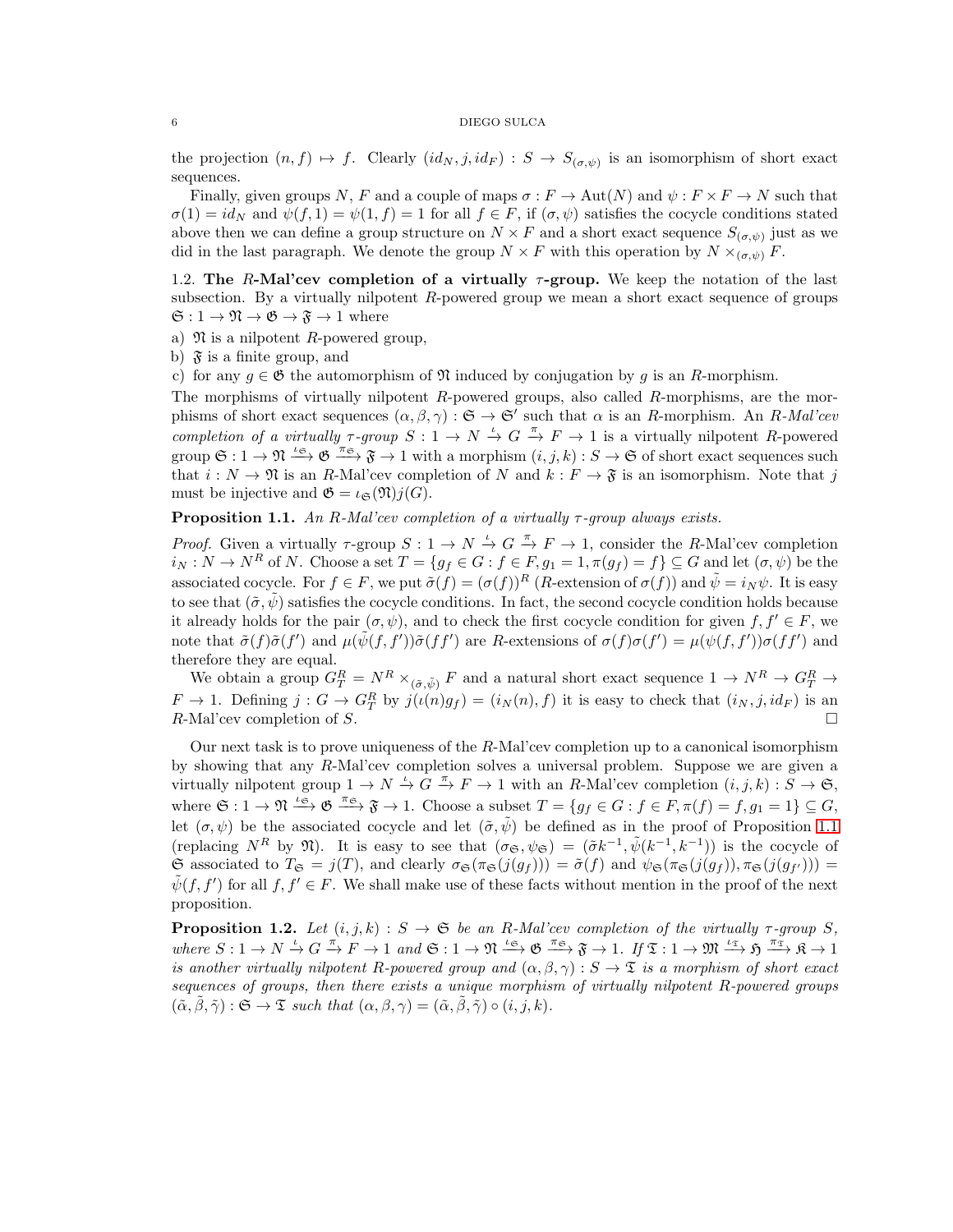the projection $(n, f) \mapsto f$. Clearly $(id_N, j, id_F) : S \to S_{(\sigma,\psi)}$ is an isomorphism of short exact sequences.

Finally, given groups $N$, $F$ and a couple of maps $\sigma : F \to \mathrm{Aut}(N)$ and $\psi : F \times F \to N$ such that $\sigma(1) = id_N$ and $\psi(f, 1) = \psi(1, f) = 1$ for all $f \in F$, if $(\sigma, \psi)$ satisfies the cocycle conditions stated above then we can define a group structure on $N \times F$ and a short exact sequence $S_{(\sigma,\psi)}$ just as we did in the last paragraph. We denote the group $N \times F$ with this operation by $N \times_{(\sigma,\psi)} F$.

1.2. **The $R$-Mal'cev completion of a virtually $\tau$-group.** We keep the notation of the last subsection. By a virtually nilpotent $R$-powered group we mean a short exact sequence of groups $\mathfrak{S} : 1 \to \mathfrak{N} \to \mathfrak{G} \to \mathfrak{F} \to 1$ where

a) $\mathfrak{N}$ is a nilpotent $R$-powered group,

b) $\mathfrak{F}$ is a finite group, and

c) for any $g \in \mathfrak{G}$ the automorphism of $\mathfrak{N}$ induced by conjugation by $g$ is an $R$-morphism.

The morphisms of virtually nilpotent $R$-powered groups, also called $R$-morphisms, are the morphisms of short exact sequences $(\alpha, \beta, \gamma) : \mathfrak{S} \to \mathfrak{S}'$ such that $\alpha$ is an $R$-morphism. An *$R$-Mal'cev completion of a virtually $\tau$-group* $S : 1 \to N \xrightarrow{\iota} G \xrightarrow{\pi} F \to 1$ is a virtually nilpotent $R$-powered group $\mathfrak{S} : 1 \to \mathfrak{N} \xrightarrow{\iota_{\mathfrak{S}}} \mathfrak{G} \xrightarrow{\pi_{\mathfrak{S}}} \mathfrak{F} \to 1$ with a morphism $(i, j, k) : S \to \mathfrak{S}$ of short exact sequences such that $i : N \to \mathfrak{N}$ is an $R$-Mal'cev completion of $N$ and $k : F \to \mathfrak{F}$ is an isomorphism. Note that $j$ must be injective and $\mathfrak{G} = \iota_{\mathfrak{S}}(\mathfrak{N})j(G)$.

**Proposition 1.1.** *An $R$-Mal'cev completion of a virtually $\tau$-group always exists.*

*Proof.* Given a virtually $\tau$-group $S : 1 \to N \xrightarrow{\iota} G \xrightarrow{\pi} F \to 1$, consider the $R$-Mal'cev completion $i_N : N \to N^R$ of $N$. Choose a set $T = \{g_f \in G : f \in F, g_1 = 1, \pi(g_f) = f\} \subseteq G$ and let $(\sigma, \psi)$ be the associated cocycle. For $f \in F$, we put $\tilde{\sigma}(f) = (\sigma(f))^R$ ($R$-extension of $\sigma(f)$) and $\tilde{\psi} = i_N\psi$. It is easy to see that $(\tilde{\sigma}, \tilde{\psi})$ satisfies the cocycle conditions. In fact, the second cocycle condition holds because it already holds for the pair $(\sigma, \psi)$, and to check the first cocycle condition for given $f, f' \in F$, we note that $\tilde{\sigma}(f)\tilde{\sigma}(f')$ and $\mu(\tilde{\psi}(f, f'))\tilde{\sigma}(ff')$ are $R$-extensions of $\sigma(f)\sigma(f') = \mu(\psi(f, f'))\sigma(ff')$ and therefore they are equal.

We obtain a group $G_T^R = N^R \times_{(\tilde{\sigma},\tilde{\psi})} F$ and a natural short exact sequence $1 \to N^R \to G_T^R \to F \to 1$. Defining $j : G \to G_T^R$ by $j(\iota(n)g_f) = (i_N(n), f)$ it is easy to check that $(i_N, j, id_F)$ is an $R$-Mal'cev completion of $S$. $\square$

Our next task is to prove uniqueness of the $R$-Mal'cev completion up to a canonical isomorphism by showing that any $R$-Mal'cev completion solves a universal problem. Suppose we are given a virtually nilpotent group $1 \to N \xrightarrow{\iota} G \xrightarrow{\pi} F \to 1$ with an $R$-Mal'cev completion $(i, j, k) : S \to \mathfrak{S}$, where $\mathfrak{S} : 1 \to \mathfrak{N} \xrightarrow{\iota_{\mathfrak{S}}} \mathfrak{G} \xrightarrow{\pi_{\mathfrak{S}}} \mathfrak{F} \to 1$. Choose a subset $T = \{g_f \in G : f \in F, \pi(f) = f, g_1 = 1\} \subseteq G$, let $(\sigma, \psi)$ be the associated cocycle and let $(\tilde{\sigma}, \tilde{\psi})$ be defined as in the proof of Proposition 1.1 (replacing $N^R$ by $\mathfrak{N}$). It is easy to see that $(\sigma_{\mathfrak{S}}, \psi_{\mathfrak{S}}) = (\tilde{\sigma}k^{-1}, \tilde{\psi}(k^{-1}, k^{-1}))$ is the cocycle of $\mathfrak{S}$ associated to $T_{\mathfrak{S}} = j(T)$, and clearly $\sigma_{\mathfrak{S}}(\pi_{\mathfrak{S}}(j(g_f))) = \tilde{\sigma}(f)$ and $\psi_{\mathfrak{S}}(\pi_{\mathfrak{S}}(j(g_f)), \pi_{\mathfrak{S}}(j(g_{f'}))) = \tilde{\psi}(f, f')$ for all $f, f' \in F$. We shall make use of these facts without mention in the proof of the next proposition.

**Proposition 1.2.** *Let $(i, j, k) : S \to \mathfrak{S}$ be an $R$-Mal'cev completion of the virtually $\tau$-group $S$, where $S : 1 \to N \xrightarrow{\iota} G \xrightarrow{\pi} F \to 1$ and $\mathfrak{S} : 1 \to \mathfrak{N} \xrightarrow{\iota_{\mathfrak{S}}} \mathfrak{G} \xrightarrow{\pi_{\mathfrak{S}}} \mathfrak{F} \to 1$. If $\mathfrak{T} : 1 \to \mathfrak{M} \xrightarrow{\iota_{\mathfrak{T}}} \mathfrak{H} \xrightarrow{\pi_{\mathfrak{T}}} \mathfrak{K} \to 1$ is another virtually nilpotent $R$-powered group and $(\alpha, \beta, \gamma) : S \to \mathfrak{T}$ is a morphism of short exact sequences of groups, then there exists a unique morphism of virtually nilpotent $R$-powered groups $(\tilde{\alpha}, \tilde{\beta}, \tilde{\gamma}) : \mathfrak{S} \to \mathfrak{T}$ such that $(\alpha, \beta, \gamma) = (\tilde{\alpha}, \tilde{\beta}, \tilde{\gamma}) \circ (i, j, k)$.*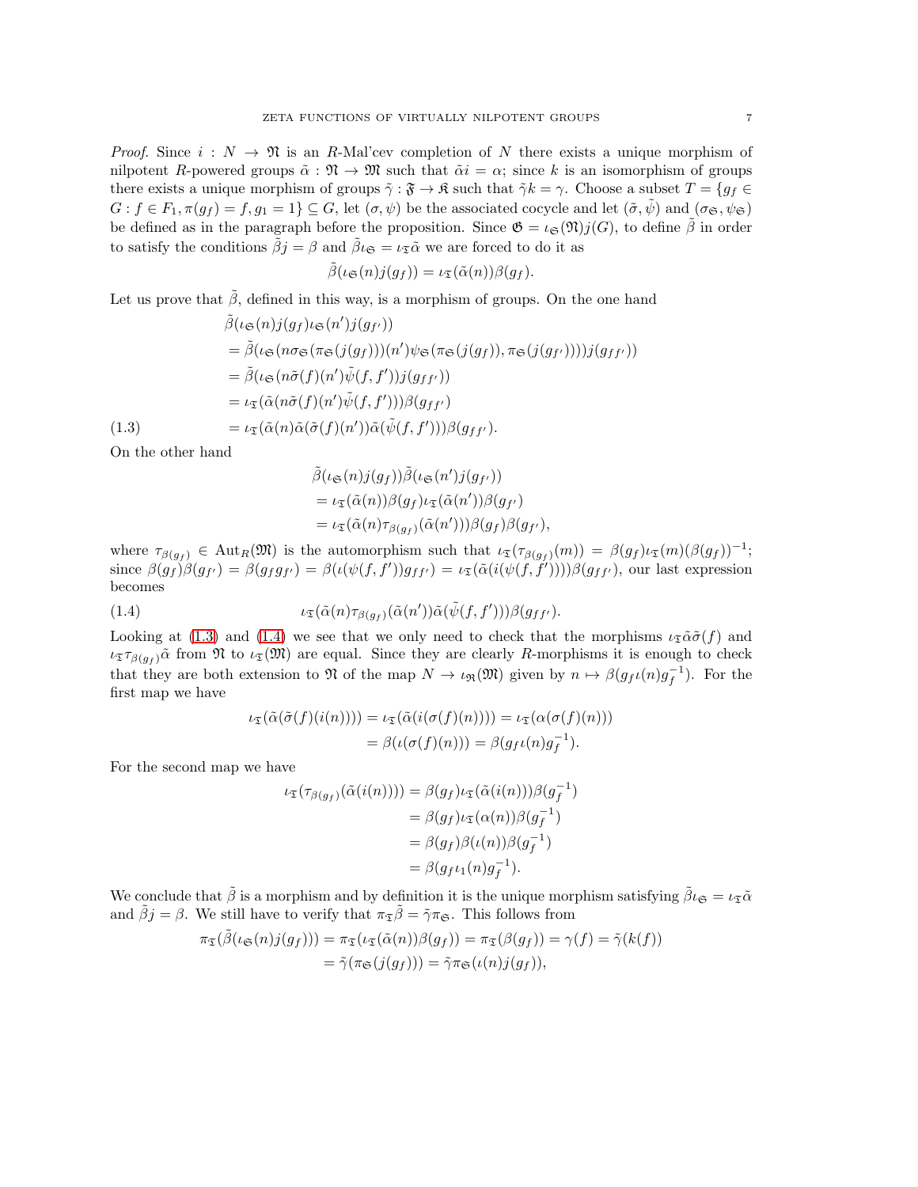*Proof.* Since $i : N \to \mathfrak{N}$ is an $R$-Mal'cev completion of $N$ there exists a unique morphism of nilpotent $R$-powered groups $\tilde{\alpha} : \mathfrak{N} \to \mathfrak{M}$ such that $\tilde{\alpha} i = \alpha$; since $k$ is an isomorphism of groups there exists a unique morphism of groups $\tilde{\gamma} : \mathfrak{F} \to \mathfrak{K}$ such that $\tilde{\gamma} k = \gamma$. Choose a subset $T = \{g_f \in G : f \in F_1, \pi(g_f) = f, g_1 = 1\} \subseteq G$, let $(\sigma, \psi)$ be the associated cocycle and let $(\tilde{\sigma}, \tilde{\psi})$ and $(\sigma_{\mathfrak{G}}, \psi_{\mathfrak{G}})$ be defined as in the paragraph before the proposition. Since $\mathfrak{G} = \iota_{\mathfrak{G}}(\mathfrak{N}) j(G)$, to define $\tilde{\beta}$ in order to satisfy the conditions $\tilde{\beta} j = \beta$ and $\tilde{\beta}\iota_{\mathfrak{G}} = \iota_{\mathfrak{T}}\tilde{\alpha}$ we are forced to do it as

$$\tilde{\beta}(\iota_{\mathfrak{G}}(n) j(g_f)) = \iota_{\mathfrak{T}}(\tilde{\alpha}(n))\beta(g_f).$$

Let us prove that $\tilde{\beta}$, defined in this way, is a morphism of groups. On the one hand

$$\begin{aligned}
&\tilde{\beta}(\iota_{\mathfrak{G}}(n) j(g_f)\iota_{\mathfrak{G}}(n') j(g_{f'})) \\
&= \tilde{\beta}(\iota_{\mathfrak{G}}(n\sigma_{\mathfrak{G}}(\pi_{\mathfrak{G}}(j(g_f)))(n')\psi_{\mathfrak{G}}(\pi_{\mathfrak{G}}(j(g_f)), \pi_{\mathfrak{G}}(j(g_{f'}))))j(g_{ff'})) \\
&= \tilde{\beta}(\iota_{\mathfrak{G}}(n\tilde{\sigma}(f)(n')\tilde{\psi}(f,f'))j(g_{ff'})) \\
&= \iota_{\mathfrak{T}}(\tilde{\alpha}(n\tilde{\sigma}(f)(n')\tilde{\psi}(f,f')))\beta(g_{ff'}) \\
&= \iota_{\mathfrak{T}}(\tilde{\alpha}(n)\tilde{\alpha}(\tilde{\sigma}(f)(n'))\tilde{\alpha}(\tilde{\psi}(f,f')))\beta(g_{ff'}). \qquad (1.3)
\end{aligned}$$

On the other hand

$$\begin{aligned}
&\tilde{\beta}(\iota_{\mathfrak{G}}(n) j(g_f))\tilde{\beta}(\iota_{\mathfrak{G}}(n') j(g_{f'})) \\
&= \iota_{\mathfrak{T}}(\tilde{\alpha}(n))\beta(g_f)\iota_{\mathfrak{T}}(\tilde{\alpha}(n'))\beta(g_{f'}) \\
&= \iota_{\mathfrak{T}}(\tilde{\alpha}(n)\tau_{\beta(g_f)}(\tilde{\alpha}(n')))\beta(g_f)\beta(g_{f'}),
\end{aligned}$$

where $\tau_{\beta(g_f)} \in \mathrm{Aut}_R(\mathfrak{M})$ is the automorphism such that $\iota_{\mathfrak{T}}(\tau_{\beta(g_f)}(m)) = \beta(g_f)\iota_{\mathfrak{T}}(m)(\beta(g_f))^{-1}$; since $\beta(g_f)\beta(g_{f'}) = \beta(g_f g_{f'}) = \beta(\iota(\psi(f,f'))g_{ff'}) = \iota_{\mathfrak{T}}(\tilde{\alpha}(i(\psi(f,f'))))\beta(g_{ff'})$, our last expression becomes

$$\iota_{\mathfrak{T}}(\tilde{\alpha}(n)\tau_{\beta(g_f)}(\tilde{\alpha}(n'))\tilde{\alpha}(\tilde{\psi}(f,f')))\beta(g_{ff'}). \qquad (1.4)$$

Looking at (1.3) and (1.4) we see that we only need to check that the morphisms $\iota_{\mathfrak{T}}\tilde{\alpha}\tilde{\sigma}(f)$ and $\iota_{\mathfrak{T}}\tau_{\beta(g_f)}\tilde{\alpha}$ from $\mathfrak{N}$ to $\iota_{\mathfrak{T}}(\mathfrak{M})$ are equal. Since they are clearly $R$-morphisms it is enough to check that they are both extension to $\mathfrak{N}$ of the map $N \to \iota_{\mathfrak{R}}(\mathfrak{M})$ given by $n \mapsto \beta(g_f\iota(n)g_f^{-1})$. For the first map we have

$$\begin{aligned}
\iota_{\mathfrak{T}}(\tilde{\alpha}(\tilde{\sigma}(f)(i(n)))) &= \iota_{\mathfrak{T}}(\tilde{\alpha}(i(\sigma(f)(n)))) = \iota_{\mathfrak{T}}(\alpha(\sigma(f)(n))) \\
&= \beta(\iota(\sigma(f)(n))) = \beta(g_f\iota(n)g_f^{-1}).
\end{aligned}$$

For the second map we have

$$\begin{aligned}
\iota_{\mathfrak{T}}(\tau_{\beta(g_f)}(\tilde{\alpha}(i(n)))) &= \beta(g_f)\iota_{\mathfrak{T}}(\tilde{\alpha}(i(n)))\beta(g_f^{-1}) \\
&= \beta(g_f)\iota_{\mathfrak{T}}(\alpha(n))\beta(g_f^{-1}) \\
&= \beta(g_f)\beta(\iota(n))\beta(g_f^{-1}) \\
&= \beta(g_f\iota_1(n)g_f^{-1}).
\end{aligned}$$

We conclude that $\tilde{\beta}$ is a morphism and by definition it is the unique morphism satisfying $\tilde{\beta}\iota_{\mathfrak{G}} = \iota_{\mathfrak{T}}\tilde{\alpha}$ and $\tilde{\beta} j = \beta$. We still have to verify that $\pi_{\mathfrak{T}}\tilde{\beta} = \tilde{\gamma}\pi_{\mathfrak{G}}$. This follows from

$$\begin{aligned}
\pi_{\mathfrak{T}}(\tilde{\beta}(\iota_{\mathfrak{G}}(n) j(g_f))) &= \pi_{\mathfrak{T}}(\iota_{\mathfrak{T}}(\tilde{\alpha}(n))\beta(g_f)) = \pi_{\mathfrak{T}}(\beta(g_f)) = \gamma(f) = \tilde{\gamma}(k(f)) \\
&= \tilde{\gamma}(\pi_{\mathfrak{G}}(j(g_f))) = \tilde{\gamma}\pi_{\mathfrak{G}}(\iota(n) j(g_f)),
\end{aligned}$$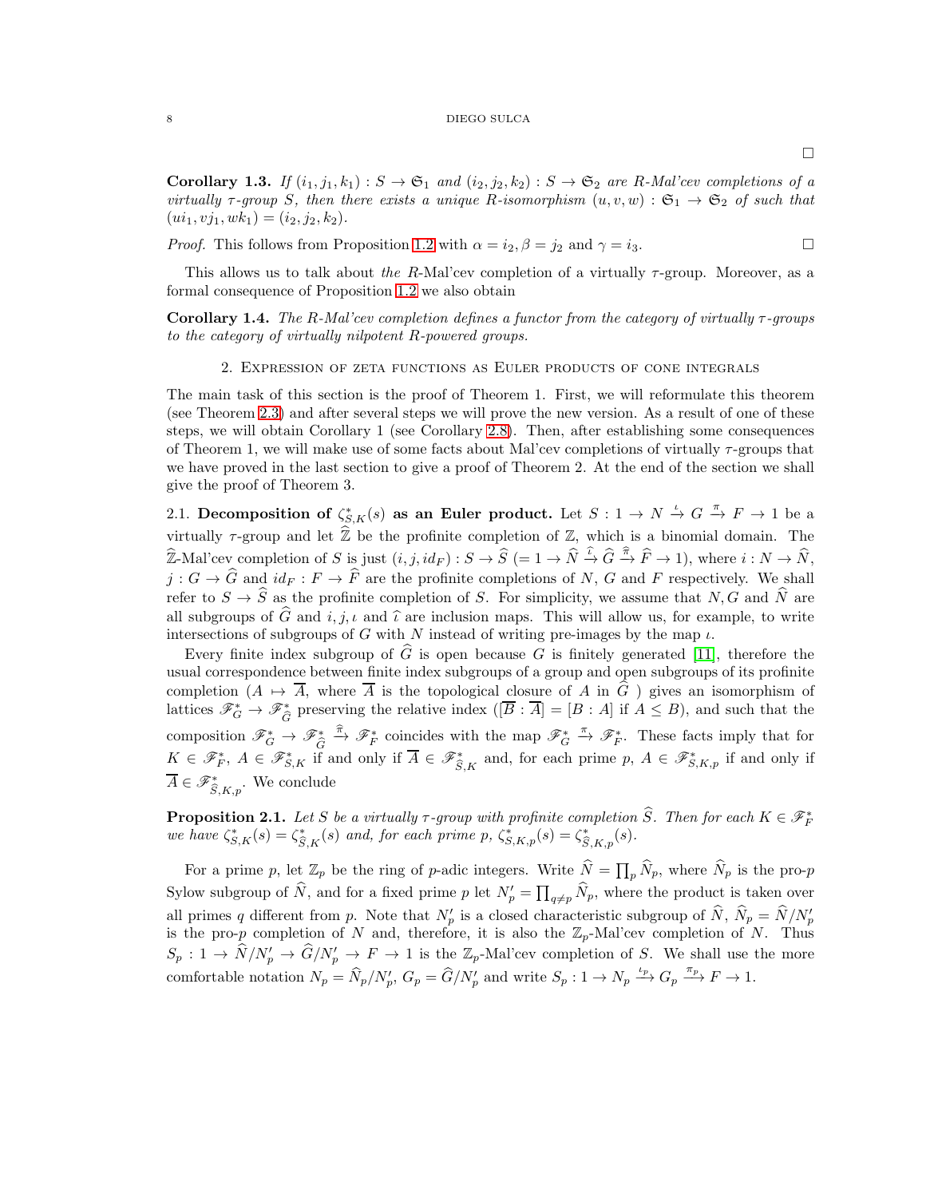□

**Corollary 1.3.** *If $(i_1, j_1, k_1) : S \to \mathfrak{S}_1$ and $(i_2, j_2, k_2) : S \to \mathfrak{S}_2$ are $R$-Mal'cev completions of a virtually $\tau$-group $S$, then there exists a unique $R$-isomorphism $(u, v, w) : \mathfrak{S}_1 \to \mathfrak{S}_2$ of such that $(ui_1, vj_1, wk_1) = (i_2, j_2, k_2)$.*

*Proof.* This follows from Proposition 1.2 with $\alpha = i_2, \beta = j_2$ and $\gamma = i_3$. □

This allows us to talk about *the* $R$-Mal'cev completion of a virtually $\tau$-group. Moreover, as a formal consequence of Proposition 1.2 we also obtain

**Corollary 1.4.** *The $R$-Mal'cev completion defines a functor from the category of virtually $\tau$-groups to the category of virtually nilpotent $R$-powered groups.*

## 2. Expression of zeta functions as Euler products of cone integrals

The main task of this section is the proof of Theorem 1. First, we will reformulate this theorem (see Theorem 2.3) and after several steps we will prove the new version. As a result of one of these steps, we will obtain Corollary 1 (see Corollary 2.8). Then, after establishing some consequences of Theorem 1, we will make use of some facts about Mal'cev completions of virtually $\tau$-groups that we have proved in the last section to give a proof of Theorem 2. At the end of the section we shall give the proof of Theorem 3.

2.1. **Decomposition of $\zeta^*_{S,K}(s)$ as an Euler product.** Let $S : 1 \to N \xrightarrow{\iota} G \xrightarrow{\pi} F \to 1$ be a virtually $\tau$-group and let $\widehat{\mathbb{Z}}$ be the profinite completion of $\mathbb{Z}$, which is a binomial domain. The $\widehat{\mathbb{Z}}$-Mal'cev completion of $S$ is just $(i, j, id_F) : S \to \widehat{S}$ $(= 1 \to \widehat{N} \xrightarrow{\widehat{\iota}} \widehat{G} \xrightarrow{\widehat{\pi}} \widehat{F} \to 1)$, where $i : N \to \widehat{N}$, $j : G \to \widehat{G}$ and $id_F : F \to \widehat{F}$ are the profinite completions of $N$, $G$ and $F$ respectively. We shall refer to $S \to \widehat{S}$ as the profinite completion of $S$. For simplicity, we assume that $N, G$ and $\widehat{N}$ are all subgroups of $\widehat{G}$ and $i, j, \iota$ and $\widehat{\iota}$ are inclusion maps. This will allow us, for example, to write intersections of subgroups of $G$ with $N$ instead of writing pre-images by the map $\iota$.

Every finite index subgroup of $\widehat{G}$ is open because $G$ is finitely generated [11], therefore the usual correspondence between finite index subgroups of a group and open subgroups of its profinite completion ($A \mapsto \overline{A}$, where $\overline{A}$ is the topological closure of $A$ in $\widehat{G}$ ) gives an isomorphism of lattices $\mathscr{F}^*_G \to \mathscr{F}^*_{\widehat{G}}$ preserving the relative index ($[\overline{B} : \overline{A}] = [B : A]$ if $A \leq B$), and such that the composition $\mathscr{F}^*_G \to \mathscr{F}^*_{\widehat{G}} \xrightarrow{\widehat{\pi}} \mathscr{F}^*_F$ coincides with the map $\mathscr{F}^*_G \xrightarrow{\pi} \mathscr{F}^*_F$. These facts imply that for $K \in \mathscr{F}^*_F$, $A \in \mathscr{F}^*_{S,K}$ if and only if $\overline{A} \in \mathscr{F}^*_{\widehat{S},K}$ and, for each prime $p$, $A \in \mathscr{F}^*_{S,K,p}$ if and only if $\overline{A} \in \mathscr{F}^*_{\widehat{S},K,p}$. We conclude

**Proposition 2.1.** *Let $S$ be a virtually $\tau$-group with profinite completion $\widehat{S}$. Then for each $K \in \mathscr{F}^*_F$ we have $\zeta^*_{S,K}(s) = \zeta^*_{\widehat{S},K}(s)$ and, for each prime $p$, $\zeta^*_{S,K,p}(s) = \zeta^*_{\widehat{S},K,p}(s)$.*

For a prime $p$, let $\mathbb{Z}_p$ be the ring of $p$-adic integers. Write $\widehat{N} = \prod_p \widehat{N}_p$, where $\widehat{N}_p$ is the pro-$p$ Sylow subgroup of $\widehat{N}$, and for a fixed prime $p$ let $N'_p = \prod_{q \neq p} \widehat{N}_p$, where the product is taken over all primes $q$ different from $p$. Note that $N'_p$ is a closed characteristic subgroup of $\widehat{N}$, $\widehat{N}_p = \widehat{N}/N'_p$ is the pro-$p$ completion of $N$ and, therefore, it is also the $\mathbb{Z}_p$-Mal'cev completion of $N$. Thus $S_p : 1 \to \widehat{N}/N'_p \to \widehat{G}/N'_p \to F \to 1$ is the $\mathbb{Z}_p$-Mal'cev completion of $S$. We shall use the more comfortable notation $N_p = \widehat{N}_p/N'_p$, $G_p = \widehat{G}/N'_p$ and write $S_p : 1 \to N_p \xrightarrow{\iota_p} G_p \xrightarrow{\pi_p} F \to 1$.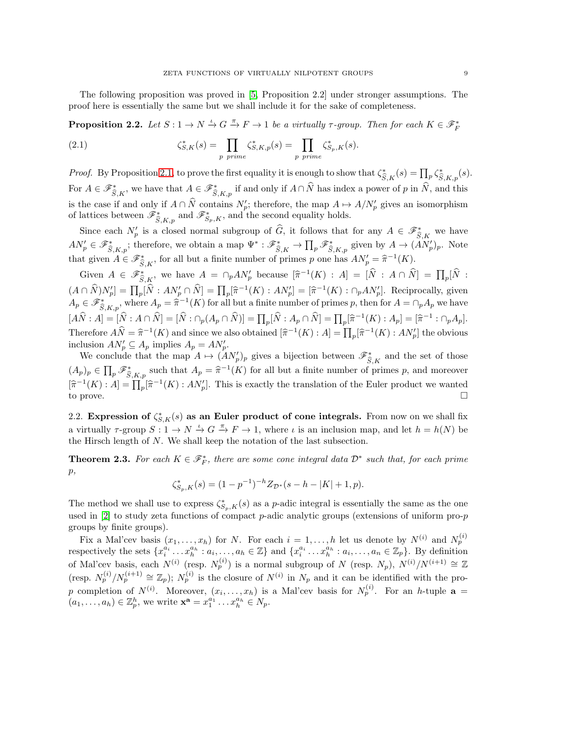The following proposition was proved in [5, Proposition 2.2] under stronger assumptions. The proof here is essentially the same but we shall include it for the sake of completeness.

**Proposition 2.2.** *Let $S : 1 \to N \xrightarrow{\iota} G \xrightarrow{\pi} F \to 1$ be a virtually $\tau$-group. Then for each $K \in \mathscr{F}_F^*$*

$$\zeta^*_{S,K}(s) = \prod_{p \text{ prime}} \zeta^*_{S,K,p}(s) = \prod_{p \text{ prime}} \zeta^*_{S_p,K}(s). \tag{2.1}$$

*Proof.* By Proposition 2.1, to prove the first equality it is enough to show that $\zeta^*_{\widehat{S},K}(s) = \prod_p \zeta^*_{\widehat{S},K,p}(s)$. For $A \in \mathscr{F}^*_{\widehat{S},K}$, we have that $A \in \mathscr{F}^*_{\widehat{S},K,p}$ if and only if $A \cap \widehat{N}$ has index a power of $p$ in $\widehat{N}$, and this is the case if and only if $A \cap \widehat{N}$ contains $N'_p$; therefore, the map $A \mapsto A/N'_p$ gives an isomorphism of lattices between $\mathscr{F}^*_{\widehat{S},K,p}$ and $\mathscr{F}^*_{S_p,K}$, and the second equality holds.

Since each $N'_p$ is a closed normal subgroup of $\widehat{G}$, it follows that for any $A \in \mathscr{F}^*_{\widehat{S},K}$ we have $AN'_p \in \mathscr{F}^*_{\widehat{S},K,p}$; therefore, we obtain a map $\Psi^* : \mathscr{F}^*_{\widehat{S},K} \to \prod_p \mathscr{F}^*_{\widehat{S},K,p}$ given by $A \to (AN'_p)_p$. Note that given $A \in \mathscr{F}^*_{\widehat{S},K}$, for all but a finite number of primes $p$ one has $AN'_p = \widehat{\pi}^{-1}(K)$.

Given $A \in \mathscr{F}^*_{\widehat{S},K}$, we have $A = \cap_p AN'_p$ because $[\widehat{\pi}^{-1}(K) : A] = [\widehat{N} : A \cap \widehat{N}] = \prod_p [\widehat{N} : (A \cap \widehat{N})N'_p] = \prod_p [\widehat{N} : AN'_p \cap \widehat{N}] = \prod_p [\widehat{\pi}^{-1}(K) : AN'_p] = [\widehat{\pi}^{-1}(K) : \cap_p AN'_p]$. Reciprocally, given $A_p \in \mathscr{F}^*_{\widehat{S},K,p}$, where $A_p = \widehat{\pi}^{-1}(K)$ for all but a finite number of primes $p$, then for $A = \cap_p A_p$ we have $[A\widehat{N} : A] = [\widehat{N} : A \cap \widehat{N}] = [\widehat{N} : \cap_p (A_p \cap \widehat{N})] = \prod_p [\widehat{N} : A_p \cap \widehat{N}] = \prod_p [\widehat{\pi}^{-1}(K) : A_p] = [\widehat{\pi}^{-1} : \cap_p A_p]$. Therefore $A\widehat{N} = \widehat{\pi}^{-1}(K)$ and since we also obtained $[\widehat{\pi}^{-1}(K) : A] = \prod_p [\widehat{\pi}^{-1}(K) : AN'_p]$ the obvious inclusion $AN'_p \subseteq A_p$ implies $A_p = AN'_p$.

We conclude that the map $A \mapsto (AN'_p)_p$ gives a bijection between $\mathscr{F}^*_{\widehat{S},K}$ and the set of those $(A_p)_p \in \prod_p \mathscr{F}^*_{\widehat{S},K,p}$ such that $A_p = \widehat{\pi}^{-1}(K)$ for all but a finite number of primes $p$, and moreover $[\widehat{\pi}^{-1}(K) : A] = \prod_p [\widehat{\pi}^{-1}(K) : AN'_p]$. This is exactly the translation of the Euler product we wanted to prove. □

## 2.2. Expression of $\zeta^*_{S,K}(s)$ as an Euler product of cone integrals.

From now on we shall fix a virtually $\tau$-group $S : 1 \to N \xrightarrow{\iota} G \xrightarrow{\pi} F \to 1$, where $\iota$ is an inclusion map, and let $h = h(N)$ be the Hirsch length of $N$. We shall keep the notation of the last subsection.

**Theorem 2.3.** *For each $K \in \mathscr{F}_F^*$, there are some cone integral data $\mathcal{D}^*$ such that, for each prime $p$,*

$$\zeta^*_{S_p,K}(s) = (1 - p^{-1})^{-h} Z_{\mathcal{D}^*}(s - h - |K| + 1, p).$$

The method we shall use to express $\zeta^*_{S_p,K}(s)$ as a $p$-adic integral is essentially the same as the one used in [2] to study zeta functions of compact $p$-adic analytic groups (extensions of uniform pro-$p$ groups by finite groups).

Fix a Mal'cev basis $(x_1, \dots, x_h)$ for $N$. For each $i = 1, \dots, h$ let us denote by $N^{(i)}$ and $N_p^{(i)}$ respectively the sets $\{x_i^{a_i} \dots x_h^{a_h} : a_i, \dots, a_h \in \mathbb{Z}\}$ and $\{x_i^{a_i} \dots x_h^{a_h} : a_i, \dots, a_n \in \mathbb{Z}_p\}$. By definition of Mal'cev basis, each $N^{(i)}$ (resp. $N_p^{(i)}$) is a normal subgroup of $N$ (resp. $N_p$), $N^{(i)}/N^{(i+1)} \cong \mathbb{Z}$ (resp. $N_p^{(i)}/N_p^{(i+1)} \cong \mathbb{Z}_p$); $N_p^{(i)}$ is the closure of $N^{(i)}$ in $N_p$ and it can be identified with the pro-$p$ completion of $N^{(i)}$. Moreover, $(x_i, \dots, x_h)$ is a Mal'cev basis for $N_p^{(i)}$. For an $h$-tuple $\mathbf{a} = (a_1, \dots, a_h) \in \mathbb{Z}_p^h$, we write $\mathbf{x}^{\mathbf{a}} = x_1^{a_1} \dots x_h^{a_h} \in N_p$.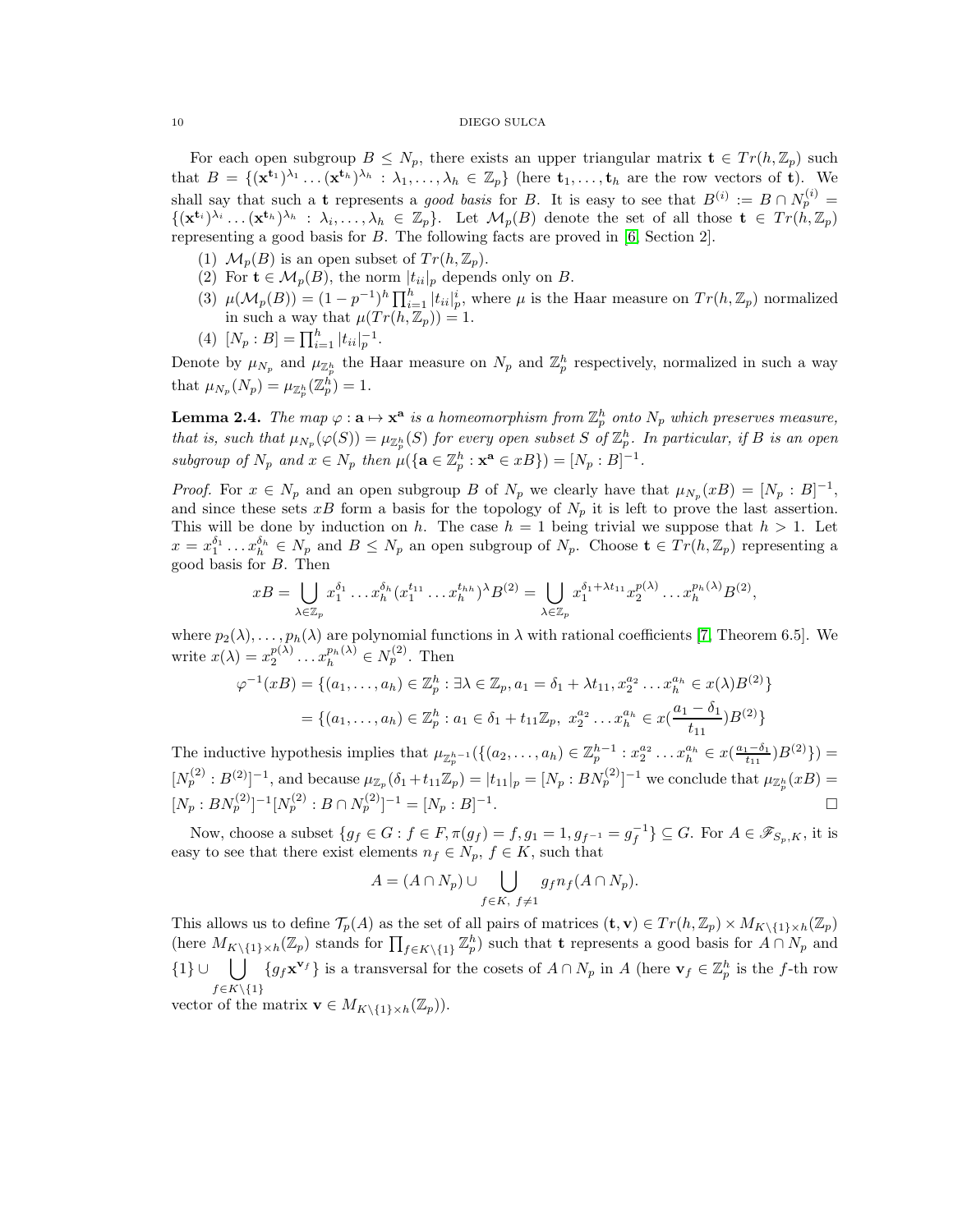For each open subgroup $B \leq N_p$, there exists an upper triangular matrix $\mathbf{t} \in Tr(h, \mathbb{Z}_p)$ such that $B = \{(\mathbf{x}^{\mathbf{t}_1})^{\lambda_1} \dots (\mathbf{x}^{\mathbf{t}_h})^{\lambda_h} : \lambda_1, \dots, \lambda_h \in \mathbb{Z}_p\}$ (here $\mathbf{t}_1, \dots, \mathbf{t}_h$ are the row vectors of $\mathbf{t}$). We shall say that such a $\mathbf{t}$ represents a *good basis* for $B$. It is easy to see that $B^{(i)} := B \cap N_p^{(i)} = \{(\mathbf{x}^{\mathbf{t}_i})^{\lambda_i} \dots (\mathbf{x}^{\mathbf{t}_h})^{\lambda_h} : \lambda_i, \dots, \lambda_h \in \mathbb{Z}_p\}$. Let $\mathcal{M}_p(B)$ denote the set of all those $\mathbf{t} \in Tr(h, \mathbb{Z}_p)$ representing a good basis for $B$. The following facts are proved in [6, Section 2].

1. $\mathcal{M}_p(B)$ is an open subset of $Tr(h, \mathbb{Z}_p)$.
2. For $\mathbf{t} \in \mathcal{M}_p(B)$, the norm $|t_{ii}|_p$ depends only on $B$.
3. $\mu(\mathcal{M}_p(B)) = (1 - p^{-1})^h \prod_{i=1}^h |t_{ii}|_p^i$, where $\mu$ is the Haar measure on $Tr(h, \mathbb{Z}_p)$ normalized in such a way that $\mu(Tr(h, \mathbb{Z}_p)) = 1$.
4. $[N_p : B] = \prod_{i=1}^h |t_{ii}|_p^{-1}$.

Denote by $\mu_{N_p}$ and $\mu_{\mathbb{Z}_p^h}$ the Haar measure on $N_p$ and $\mathbb{Z}_p^h$ respectively, normalized in such a way that $\mu_{N_p}(N_p) = \mu_{\mathbb{Z}_p^h}(\mathbb{Z}_p^h) = 1$.

**Lemma 2.4.** *The map $\varphi : \mathbf{a} \mapsto \mathbf{x}^{\mathbf{a}}$ is a homeomorphism from $\mathbb{Z}_p^h$ onto $N_p$ which preserves measure, that is, such that $\mu_{N_p}(\varphi(S)) = \mu_{\mathbb{Z}_p^h}(S)$ for every open subset $S$ of $\mathbb{Z}_p^h$. In particular, if $B$ is an open subgroup of $N_p$ and $x \in N_p$ then $\mu(\{\mathbf{a} \in \mathbb{Z}_p^h : \mathbf{x}^{\mathbf{a}} \in xB\}) = [N_p : B]^{-1}$.*

*Proof.* For $x \in N_p$ and an open subgroup $B$ of $N_p$ we clearly have that $\mu_{N_p}(xB) = [N_p : B]^{-1}$, and since these sets $xB$ form a basis for the topology of $N_p$ it is left to prove the last assertion. This will be done by induction on $h$. The case $h = 1$ being trivial we suppose that $h > 1$. Let $x = x_1^{\delta_1} \dots x_h^{\delta_h} \in N_p$ and $B \leq N_p$ an open subgroup of $N_p$. Choose $\mathbf{t} \in Tr(h, \mathbb{Z}_p)$ representing a good basis for $B$. Then

$$xB = \bigcup_{\lambda \in \mathbb{Z}_p} x_1^{\delta_1} \dots x_h^{\delta_h} (x_1^{t_{11}} \dots x_h^{t_{hh}})^{\lambda} B^{(2)} = \bigcup_{\lambda \in \mathbb{Z}_p} x_1^{\delta_1 + \lambda t_{11}} x_2^{p(\lambda)} \dots x_h^{p_h(\lambda)} B^{(2)},$$

where $p_2(\lambda), \dots, p_h(\lambda)$ are polynomial functions in $\lambda$ with rational coefficients [7, Theorem 6.5]. We write $x(\lambda) = x_2^{p(\lambda)} \dots x_h^{p_h(\lambda)} \in N_p^{(2)}$. Then

$$\begin{aligned}
\varphi^{-1}(xB) &= \{(a_1, \dots, a_h) \in \mathbb{Z}_p^h : \exists \lambda \in \mathbb{Z}_p, a_1 = \delta_1 + \lambda t_{11}, x_2^{a_2} \dots x_h^{a_h} \in x(\lambda) B^{(2)}\} \\
&= \{(a_1, \dots, a_h) \in \mathbb{Z}_p^h : a_1 \in \delta_1 + t_{11}\mathbb{Z}_p,\ x_2^{a_2} \dots x_h^{a_h} \in x(\frac{a_1 - \delta_1}{t_{11}}) B^{(2)}\}
\end{aligned}$$

The inductive hypothesis implies that $\mu_{\mathbb{Z}_p^{h-1}}(\{(a_2, \dots, a_h) \in \mathbb{Z}_p^{h-1} : x_2^{a_2} \dots x_h^{a_h} \in x(\frac{a_1 - \delta_1}{t_{11}}) B^{(2)}\}) = [N_p^{(2)} : B^{(2)}]^{-1}$, and because $\mu_{\mathbb{Z}_p}(\delta_1 + t_{11}\mathbb{Z}_p) = |t_{11}|_p = [N_p : BN_p^{(2)}]^{-1}$ we conclude that $\mu_{\mathbb{Z}_p^h}(xB) = [N_p : BN_p^{(2)}]^{-1} [N_p^{(2)} : B \cap N_p^{(2)}]^{-1} = [N_p : B]^{-1}$. $\square$

Now, choose a subset $\{g_f \in G : f \in F, \pi(g_f) = f, g_1 = 1, g_{f^{-1}} = g_f^{-1}\} \subseteq G$. For $A \in \mathscr{F}_{S_p, K}$, it is easy to see that there exist elements $n_f \in N_p$, $f \in K$, such that

$$A = (A \cap N_p) \cup \bigcup_{f \in K,\ f \neq 1} g_f n_f (A \cap N_p).$$

This allows us to define $\mathcal{T}_p(A)$ as the set of all pairs of matrices $(\mathbf{t}, \mathbf{v}) \in Tr(h, \mathbb{Z}_p) \times M_{K \setminus \{1\} \times h}(\mathbb{Z}_p)$ (here $M_{K \setminus \{1\} \times h}(\mathbb{Z}_p)$ stands for $\prod_{f \in K \setminus \{1\}} \mathbb{Z}_p^h$) such that $\mathbf{t}$ represents a good basis for $A \cap N_p$ and $\{1\} \cup \bigcup_{f \in K \setminus \{1\}} \{g_f \mathbf{x}^{\mathbf{v}_f}\}$ is a transversal for the cosets of $A \cap N_p$ in $A$ (here $\mathbf{v}_f \in \mathbb{Z}_p^h$ is the $f$-th row vector of the matrix $\mathbf{v} \in M_{K \setminus \{1\} \times h}(\mathbb{Z}_p)$).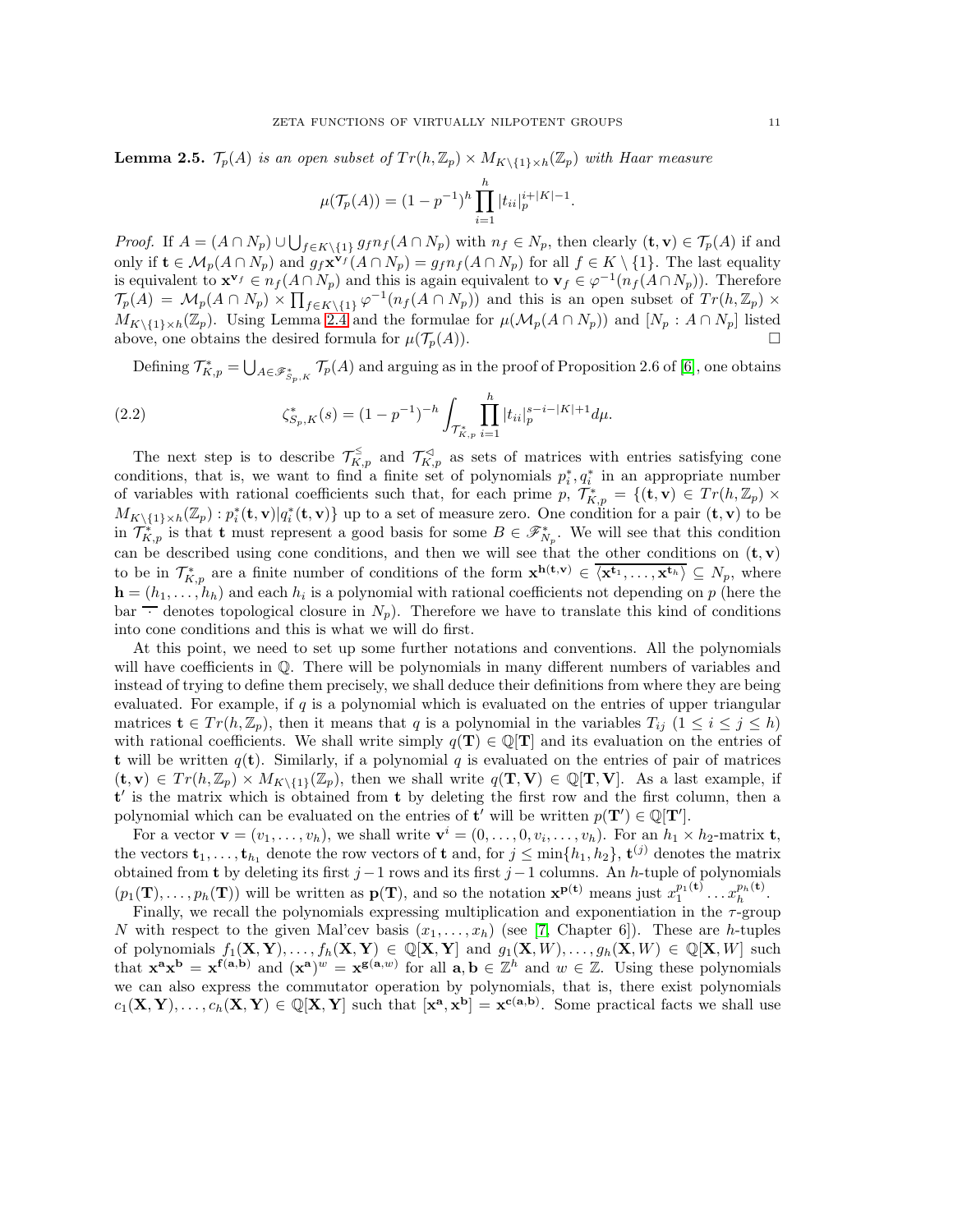**Lemma 2.5.** *$\mathcal{T}_p(A)$ is an open subset of $Tr(h,\mathbb{Z}_p)\times M_{K\setminus\{1\}\times h}(\mathbb{Z}_p)$ with Haar measure*

$$\mu(\mathcal{T}_p(A)) = (1-p^{-1})^h \prod_{i=1}^h |t_{ii}|_p^{i+|K|-1}.$$

*Proof.* If $A = (A\cap N_p)\cup\bigcup_{f\in K\setminus\{1\}} g_f n_f(A\cap N_p)$ with $n_f\in N_p$, then clearly $(\mathbf{t},\mathbf{v})\in\mathcal{T}_p(A)$ if and only if $\mathbf{t}\in\mathcal{M}_p(A\cap N_p)$ and $g_f\mathbf{x}^{\mathbf{v}_f}(A\cap N_p) = g_f n_f(A\cap N_p)$ for all $f\in K\setminus\{1\}$. The last equality is equivalent to $\mathbf{x}^{\mathbf{v}_f}\in n_f(A\cap N_p)$ and this is again equivalent to $\mathbf{v}_f\in\varphi^{-1}(n_f(A\cap N_p))$. Therefore $\mathcal{T}_p(A) = \mathcal{M}_p(A\cap N_p)\times\prod_{f\in K\setminus\{1\}}\varphi^{-1}(n_f(A\cap N_p))$ and this is an open subset of $Tr(h,\mathbb{Z}_p)\times M_{K\setminus\{1\}\times h}(\mathbb{Z}_p)$. Using Lemma 2.4 and the formulae for $\mu(\mathcal{M}_p(A\cap N_p))$ and $[N_p : A\cap N_p]$ listed above, one obtains the desired formula for $\mu(\mathcal{T}_p(A))$. □

Defining $\mathcal{T}^*_{K,p} = \bigcup_{A\in\mathscr{F}^*_{S_p,K}}\mathcal{T}_p(A)$ and arguing as in the proof of Proposition 2.6 of [6], one obtains

$$\zeta^*_{S_p,K}(s) = (1-p^{-1})^{-h}\int_{\mathcal{T}^*_{K,p}}\prod_{i=1}^h |t_{ii}|_p^{s-i-|K|+1}d\mu. \tag{2.2}$$

The next step is to describe $\mathcal{T}^{\leq}_{K,p}$ and $\mathcal{T}^{\triangleleft}_{K,p}$ as sets of matrices with entries satisfying cone conditions, that is, we want to find a finite set of polynomials $p^*_i, q^*_i$ in an appropriate number of variables with rational coefficients such that, for each prime $p$, $\mathcal{T}^*_{K,p} = \{(\mathbf{t},\mathbf{v})\in Tr(h,\mathbb{Z}_p)\times M_{K\setminus\{1\}\times h}(\mathbb{Z}_p) : p^*_i(\mathbf{t},\mathbf{v})|q^*_i(\mathbf{t},\mathbf{v})\}$ up to a set of measure zero. One condition for a pair $(\mathbf{t},\mathbf{v})$ to be in $\mathcal{T}^*_{K,p}$ is that $\mathbf{t}$ must represent a good basis for some $B\in\mathscr{F}^*_{N_p}$. We will see that this condition can be described using cone conditions, and then we will see that the other conditions on $(\mathbf{t},\mathbf{v})$ to be in $\mathcal{T}^*_{K,p}$ are a finite number of conditions of the form $\mathbf{x}^{\mathbf{h}(\mathbf{t},\mathbf{v})}\in\overline{\langle\mathbf{x}^{\mathbf{t}_1},\ldots,\mathbf{x}^{\mathbf{t}_h}\rangle}\subseteq N_p$, where $\mathbf{h} = (h_1,\ldots,h_h)$ and each $h_i$ is a polynomial with rational coefficients not depending on $p$ (here the bar $\overline{\cdot}$ denotes topological closure in $N_p$). Therefore we have to translate this kind of conditions into cone conditions and this is what we will do first.

At this point, we need to set up some further notations and conventions. All the polynomials will have coefficients in $\mathbb{Q}$. There will be polynomials in many different numbers of variables and instead of trying to define them precisely, we shall deduce their definitions from where they are being evaluated. For example, if $q$ is a polynomial which is evaluated on the entries of upper triangular matrices $\mathbf{t}\in Tr(h,\mathbb{Z}_p)$, then it means that $q$ is a polynomial in the variables $T_{ij}$ $(1\leq i\leq j\leq h)$ with rational coefficients. We shall write simply $q(\mathbf{T})\in\mathbb{Q}[\mathbf{T}]$ and its evaluation on the entries of $\mathbf{t}$ will be written $q(\mathbf{t})$. Similarly, if a polynomial $q$ is evaluated on the entries of pair of matrices $(\mathbf{t},\mathbf{v})\in Tr(h,\mathbb{Z}_p)\times M_{K\setminus\{1\}}(\mathbb{Z}_p)$, then we shall write $q(\mathbf{T},\mathbf{V})\in\mathbb{Q}[\mathbf{T},\mathbf{V}]$. As a last example, if $\mathbf{t}'$ is the matrix which is obtained from $\mathbf{t}$ by deleting the first row and the first column, then a polynomial which can be evaluated on the entries of $\mathbf{t}'$ will be written $p(\mathbf{T}')\in\mathbb{Q}[\mathbf{T}']$.

For a vector $\mathbf{v} = (v_1,\ldots,v_h)$, we shall write $\mathbf{v}^i = (0,\ldots,0,v_i,\ldots,v_h)$. For an $h_1\times h_2$-matrix $\mathbf{t}$, the vectors $\mathbf{t}_1,\ldots,\mathbf{t}_{h_1}$ denote the row vectors of $\mathbf{t}$ and, for $j\leq\min\{h_1,h_2\}$, $\mathbf{t}^{(j)}$ denotes the matrix obtained from $\mathbf{t}$ by deleting its first $j-1$ rows and its first $j-1$ columns. An $h$-tuple of polynomials $(p_1(\mathbf{T}),\ldots,p_h(\mathbf{T}))$ will be written as $\mathbf{p}(\mathbf{T})$, and so the notation $\mathbf{x}^{\mathbf{p}(\mathbf{t})}$ means just $x_1^{p_1(\mathbf{t})}\ldots x_h^{p_h(\mathbf{t})}$.

Finally, we recall the polynomials expressing multiplication and exponentiation in the $\tau$-group $N$ with respect to the given Mal'cev basis $(x_1,\ldots,x_h)$ (see [7, Chapter 6]). These are $h$-tuples of polynomials $f_1(\mathbf{X},\mathbf{Y}),\ldots,f_h(\mathbf{X},\mathbf{Y})\in\mathbb{Q}[\mathbf{X},\mathbf{Y}]$ and $g_1(\mathbf{X},W),\ldots,g_h(\mathbf{X},W)\in\mathbb{Q}[\mathbf{X},W]$ such that $\mathbf{x}^{\mathbf{a}}\mathbf{x}^{\mathbf{b}} = \mathbf{x}^{\mathbf{f}(\mathbf{a},\mathbf{b})}$ and $(\mathbf{x}^{\mathbf{a}})^w = \mathbf{x}^{\mathbf{g}(\mathbf{a},w)}$ for all $\mathbf{a},\mathbf{b}\in\mathbb{Z}^h$ and $w\in\mathbb{Z}$. Using these polynomials we can also express the commutator operation by polynomials, that is, there exist polynomials $c_1(\mathbf{X},\mathbf{Y}),\ldots,c_h(\mathbf{X},\mathbf{Y})\in\mathbb{Q}[\mathbf{X},\mathbf{Y}]$ such that $[\mathbf{x}^{\mathbf{a}},\mathbf{x}^{\mathbf{b}}] = \mathbf{x}^{\mathbf{c}(\mathbf{a},\mathbf{b})}$. Some practical facts we shall use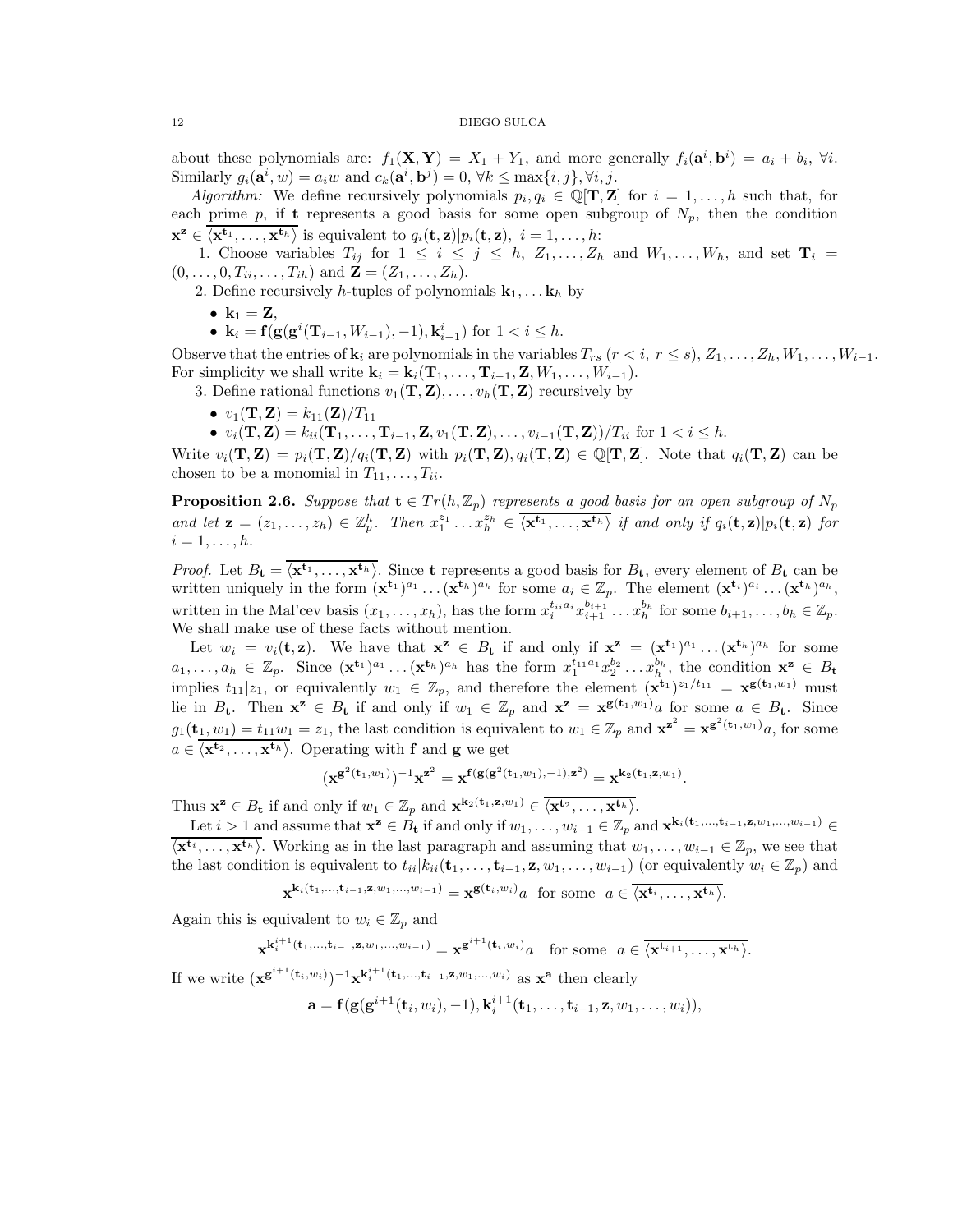about these polynomials are: $f_1(\mathbf{X}, \mathbf{Y}) = X_1 + Y_1$, and more generally $f_i(\mathbf{a}^i, \mathbf{b}^i) = a_i + b_i$, $\forall i$. Similarly $g_i(\mathbf{a}^i, w) = a_i w$ and $c_k(\mathbf{a}^i, \mathbf{b}^j) = 0$, $\forall k \le \max\{i, j\}, \forall i, j$.

*Algorithm:* We define recursively polynomials $p_i, q_i \in \mathbb{Q}[\mathbf{T}, \mathbf{Z}]$ for $i = 1, \ldots, h$ such that, for each prime $p$, if $\mathbf{t}$ represents a good basis for some open subgroup of $N_p$, then the condition $\mathbf{x}^{\mathbf{z}} \in \overline{\langle \mathbf{x}^{\mathbf{t}_1}, \ldots, \mathbf{x}^{\mathbf{t}_h} \rangle}$ is equivalent to $q_i(\mathbf{t}, \mathbf{z}) | p_i(\mathbf{t}, \mathbf{z})$, $i = 1, \ldots, h$:

1. Choose variables $T_{ij}$ for $1 \le i \le j \le h$, $Z_1, \ldots, Z_h$ and $W_1, \ldots, W_h$, and set $\mathbf{T}_i = (0, \ldots, 0, T_{ii}, \ldots, T_{ih})$ and $\mathbf{Z} = (Z_1, \ldots, Z_h)$.

2. Define recursively $h$-tuples of polynomials $\mathbf{k}_1, \ldots \mathbf{k}_h$ by
   - $\mathbf{k}_1 = \mathbf{Z}$,
   - $\mathbf{k}_i = \mathbf{f}(\mathbf{g}(\mathbf{g}^i(\mathbf{T}_{i-1}, W_{i-1}), -1), \mathbf{k}_{i-1}^i)$ for $1 < i \le h$.

Observe that the entries of $\mathbf{k}_i$ are polynomials in the variables $T_{rs}$ $(r < i,\ r \le s)$, $Z_1, \ldots, Z_h, W_1, \ldots, W_{i-1}$. For simplicity we shall write $\mathbf{k}_i = \mathbf{k}_i(\mathbf{T}_1, \ldots, \mathbf{T}_{i-1}, \mathbf{Z}, W_1, \ldots, W_{i-1})$.

3. Define rational functions $v_1(\mathbf{T}, \mathbf{Z}), \ldots, v_h(\mathbf{T}, \mathbf{Z})$ recursively by
   - $v_1(\mathbf{T}, \mathbf{Z}) = k_{11}(\mathbf{Z})/T_{11}$
   - $v_i(\mathbf{T}, \mathbf{Z}) = k_{ii}(\mathbf{T}_1, \ldots, \mathbf{T}_{i-1}, \mathbf{Z}, v_1(\mathbf{T}, \mathbf{Z}), \ldots, v_{i-1}(\mathbf{T}, \mathbf{Z}))/T_{ii}$ for $1 < i \le h$.

Write $v_i(\mathbf{T}, \mathbf{Z}) = p_i(\mathbf{T}, \mathbf{Z})/q_i(\mathbf{T}, \mathbf{Z})$ with $p_i(\mathbf{T}, \mathbf{Z}), q_i(\mathbf{T}, \mathbf{Z}) \in \mathbb{Q}[\mathbf{T}, \mathbf{Z}]$. Note that $q_i(\mathbf{T}, \mathbf{Z})$ can be chosen to be a monomial in $T_{11}, \ldots, T_{ii}$.

**Proposition 2.6.** *Suppose that $\mathbf{t} \in Tr(h, \mathbb{Z}_p)$ represents a good basis for an open subgroup of $N_p$ and let $\mathbf{z} = (z_1, \ldots, z_h) \in \mathbb{Z}_p^h$. Then $x_1^{z_1} \ldots x_h^{z_h} \in \overline{\langle \mathbf{x}^{\mathbf{t}_1}, \ldots, \mathbf{x}^{\mathbf{t}_h} \rangle}$ if and only if $q_i(\mathbf{t}, \mathbf{z}) | p_i(\mathbf{t}, \mathbf{z})$ for $i = 1, \ldots, h$.*

*Proof.* Let $B_{\mathbf{t}} = \overline{\langle \mathbf{x}^{\mathbf{t}_1}, \ldots, \mathbf{x}^{\mathbf{t}_h} \rangle}$. Since $\mathbf{t}$ represents a good basis for $B_{\mathbf{t}}$, every element of $B_{\mathbf{t}}$ can be written uniquely in the form $(\mathbf{x}^{\mathbf{t}_1})^{a_1} \ldots (\mathbf{x}^{\mathbf{t}_h})^{a_h}$ for some $a_i \in \mathbb{Z}_p$. The element $(\mathbf{x}^{\mathbf{t}_i})^{a_i} \ldots (\mathbf{x}^{\mathbf{t}_h})^{a_h}$, written in the Mal'cev basis $(x_1, \ldots, x_h)$, has the form $x_i^{t_{ii} a_i} x_{i+1}^{b_{i+1}} \ldots x_h^{b_h}$ for some $b_{i+1}, \ldots, b_h \in \mathbb{Z}_p$. We shall make use of these facts without mention.

Let $w_i = v_i(\mathbf{t}, \mathbf{z})$. We have that $\mathbf{x}^{\mathbf{z}} \in B_{\mathbf{t}}$ if and only if $\mathbf{x}^{\mathbf{z}} = (\mathbf{x}^{\mathbf{t}_1})^{a_1} \ldots (\mathbf{x}^{\mathbf{t}_h})^{a_h}$ for some $a_1, \ldots, a_h \in \mathbb{Z}_p$. Since $(\mathbf{x}^{\mathbf{t}_1})^{a_1} \ldots (\mathbf{x}^{\mathbf{t}_h})^{a_h}$ has the form $x_1^{t_{11} a_1} x_2^{b_2} \ldots x_h^{b_h}$, the condition $\mathbf{x}^{\mathbf{z}} \in B_{\mathbf{t}}$ implies $t_{11} | z_1$, or equivalently $w_1 \in \mathbb{Z}_p$, and therefore the element $(\mathbf{x}^{\mathbf{t}_1})^{z_1/t_{11}} = \mathbf{x}^{\mathbf{g}(\mathbf{t}_1, w_1)}$ must lie in $B_{\mathbf{t}}$. Then $\mathbf{x}^{\mathbf{z}} \in B_{\mathbf{t}}$ if and only if $w_1 \in \mathbb{Z}_p$ and $\mathbf{x}^{\mathbf{z}} = \mathbf{x}^{\mathbf{g}(\mathbf{t}_1, w_1)} a$ for some $a \in B_{\mathbf{t}}$. Since $g_1(\mathbf{t}_1, w_1) = t_{11} w_1 = z_1$, the last condition is equivalent to $w_1 \in \mathbb{Z}_p$ and $\mathbf{x}^{\mathbf{z}^2} = \mathbf{x}^{\mathbf{g}^2(\mathbf{t}_1, w_1)} a$, for some $a \in \overline{\langle \mathbf{x}^{\mathbf{t}_2}, \ldots, \mathbf{x}^{\mathbf{t}_h} \rangle}$. Operating with $\mathbf{f}$ and $\mathbf{g}$ we get

$$(\mathbf{x}^{\mathbf{g}^2(\mathbf{t}_1, w_1)})^{-1} \mathbf{x}^{\mathbf{z}^2} = \mathbf{x}^{\mathbf{f}(\mathbf{g}(\mathbf{g}^2(\mathbf{t}_1, w_1), -1), \mathbf{z}^2)} = \mathbf{x}^{\mathbf{k}_2(\mathbf{t}_1, \mathbf{z}, w_1)}.$$

Thus $\mathbf{x}^{\mathbf{z}} \in B_{\mathbf{t}}$ if and only if $w_1 \in \mathbb{Z}_p$ and $\mathbf{x}^{\mathbf{k}_2(\mathbf{t}_1, \mathbf{z}, w_1)} \in \overline{\langle \mathbf{x}^{\mathbf{t}_2}, \ldots, \mathbf{x}^{\mathbf{t}_h} \rangle}$.

Let $i > 1$ and assume that $\mathbf{x}^{\mathbf{z}} \in B_{\mathbf{t}}$ if and only if $w_1, \ldots, w_{i-1} \in \mathbb{Z}_p$ and $\mathbf{x}^{\mathbf{k}_i(\mathbf{t}_1, \ldots, \mathbf{t}_{i-1}, \mathbf{z}, w_1, \ldots, w_{i-1})} \in \overline{\langle \mathbf{x}^{\mathbf{t}_i}, \ldots, \mathbf{x}^{\mathbf{t}_h} \rangle}$. Working as in the last paragraph and assuming that $w_1, \ldots, w_{i-1} \in \mathbb{Z}_p$, we see that the last condition is equivalent to $t_{ii} | k_{ii}(\mathbf{t}_1, \ldots, \mathbf{t}_{i-1}, \mathbf{z}, w_1, \ldots, w_{i-1})$ (or equivalently $w_i \in \mathbb{Z}_p$) and

$$\mathbf{x}^{\mathbf{k}_i(\mathbf{t}_1, \ldots, \mathbf{t}_{i-1}, \mathbf{z}, w_1, \ldots, w_{i-1})} = \mathbf{x}^{\mathbf{g}(\mathbf{t}_i, w_i)} a \ \text{ for some } \ a \in \overline{\langle \mathbf{x}^{\mathbf{t}_i}, \ldots, \mathbf{x}^{\mathbf{t}_h} \rangle}.$$

Again this is equivalent to $w_i \in \mathbb{Z}_p$ and

$$\mathbf{x}^{\mathbf{k}_i^{i+1}(\mathbf{t}_1, \ldots, \mathbf{t}_{i-1}, \mathbf{z}, w_1, \ldots, w_{i-1})} = \mathbf{x}^{\mathbf{g}^{i+1}(\mathbf{t}_i, w_i)} a \quad \text{for some} \ \ a \in \overline{\langle \mathbf{x}^{\mathbf{t}_{i+1}}, \ldots, \mathbf{x}^{\mathbf{t}_h} \rangle}.$$

If we write $(\mathbf{x}^{\mathbf{g}^{i+1}(\mathbf{t}_i, w_i)})^{-1} \mathbf{x}^{\mathbf{k}_i^{i+1}(\mathbf{t}_1, \ldots, \mathbf{t}_{i-1}, \mathbf{z}, w_1, \ldots, w_i)}$ as $\mathbf{x}^{\mathbf{a}}$ then clearly

$$\mathbf{a} = \mathbf{f}(\mathbf{g}(\mathbf{g}^{i+1}(\mathbf{t}_i, w_i), -1), \mathbf{k}_i^{i+1}(\mathbf{t}_1, \ldots, \mathbf{t}_{i-1}, \mathbf{z}, w_1, \ldots, w_i)),$$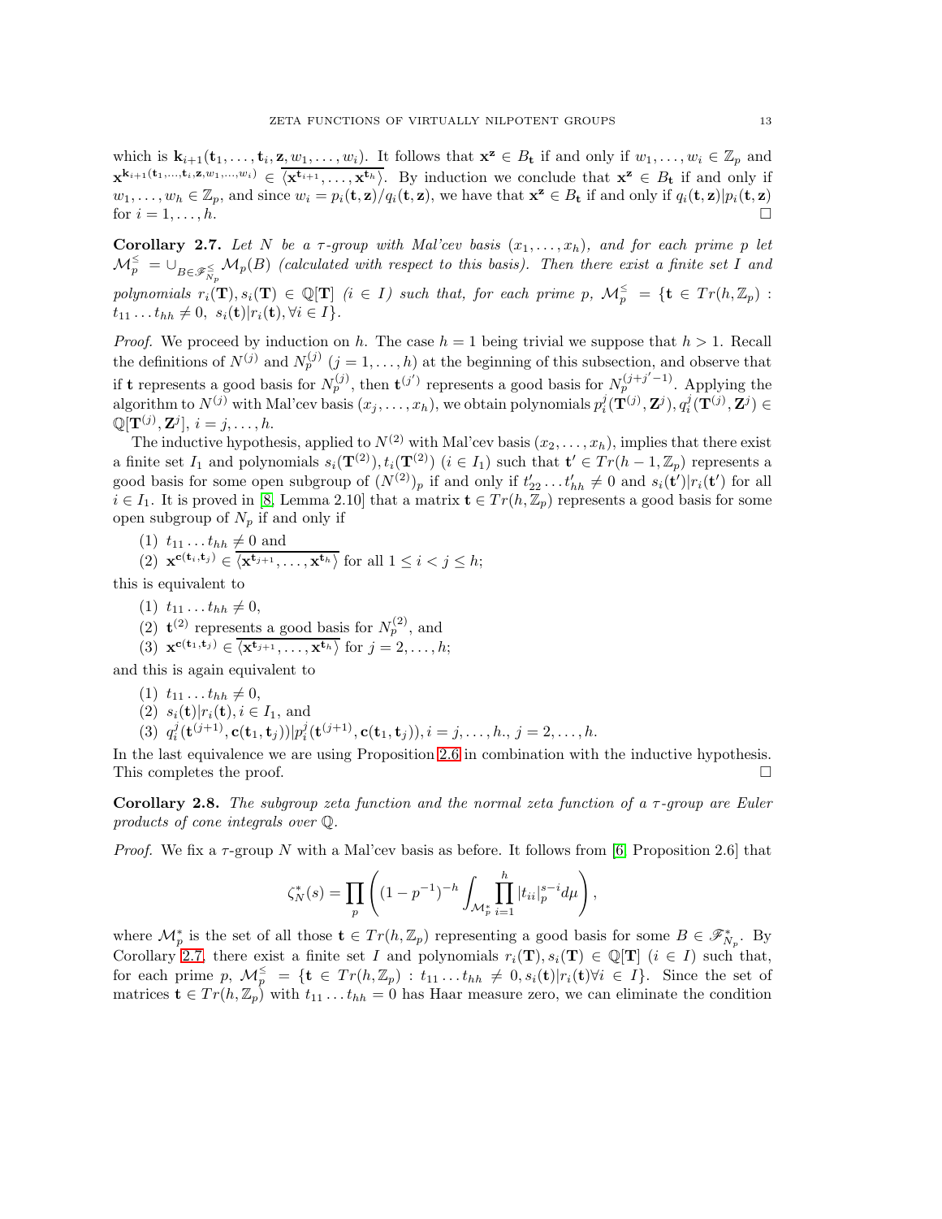which is $\mathbf{k}_{i+1}(\mathbf{t}_1, \ldots, \mathbf{t}_i, \mathbf{z}, w_1, \ldots, w_i)$. It follows that $\mathbf{x}^{\mathbf{z}} \in B_{\mathbf{t}}$ if and only if $w_1, \ldots, w_i \in \mathbb{Z}_p$ and $\mathbf{x}^{\mathbf{k}_{i+1}(\mathbf{t}_1,\ldots,\mathbf{t}_i,\mathbf{z},w_1,\ldots,w_i)} \in \overline{\langle \mathbf{x}^{\mathbf{t}_{i+1}}, \ldots, \mathbf{x}^{\mathbf{t}_h} \rangle}$. By induction we conclude that $\mathbf{x}^{\mathbf{z}} \in B_{\mathbf{t}}$ if and only if $w_1, \ldots, w_h \in \mathbb{Z}_p$, and since $w_i = p_i(\mathbf{t}, \mathbf{z})/q_i(\mathbf{t}, \mathbf{z})$, we have that $\mathbf{x}^{\mathbf{z}} \in B_{\mathbf{t}}$ if and only if $q_i(\mathbf{t}, \mathbf{z}) | p_i(\mathbf{t}, \mathbf{z})$ for $i = 1, \ldots, h$. $\square$

**Corollary 2.7.** *Let $N$ be a $\tau$-group with Mal'cev basis $(x_1, \ldots, x_h)$, and for each prime $p$ let $\mathcal{M}_p^{\leq} = \cup_{B \in \mathscr{F}_{N_p}^{\leq}} \mathcal{M}_p(B)$ (calculated with respect to this basis). Then there exist a finite set $I$ and polynomials $r_i(\mathbf{T}), s_i(\mathbf{T}) \in \mathbb{Q}[\mathbf{T}]$ $(i \in I)$ such that, for each prime $p$, $\mathcal{M}_p^{\leq} = \{\mathbf{t} \in Tr(h, \mathbb{Z}_p) : t_{11} \ldots t_{hh} \neq 0,\ s_i(\mathbf{t}) | r_i(\mathbf{t}), \forall i \in I\}$.*

*Proof.* We proceed by induction on $h$. The case $h = 1$ being trivial we suppose that $h > 1$. Recall the definitions of $N^{(j)}$ and $N_p^{(j)}$ $(j = 1, \ldots, h)$ at the beginning of this subsection, and observe that if $\mathbf{t}$ represents a good basis for $N_p^{(j)}$, then $\mathbf{t}^{(j')}$ represents a good basis for $N_p^{(j+j'-1)}$. Applying the algorithm to $N^{(j)}$ with Mal'cev basis $(x_j, \ldots, x_h)$, we obtain polynomials $p_i^j(\mathbf{T}^{(j)}, \mathbf{Z}^j), q_i^j(\mathbf{T}^{(j)}, \mathbf{Z}^j) \in \mathbb{Q}[\mathbf{T}^{(j)}, \mathbf{Z}^j]$, $i = j, \ldots, h$.

The inductive hypothesis, applied to $N^{(2)}$ with Mal'cev basis $(x_2, \ldots, x_h)$, implies that there exist a finite set $I_1$ and polynomials $s_i(\mathbf{T}^{(2)}), t_i(\mathbf{T}^{(2)})$ $(i \in I_1)$ such that $\mathbf{t}' \in Tr(h-1, \mathbb{Z}_p)$ represents a good basis for some open subgroup of $(N^{(2)})_p$ if and only if $t'_{22} \ldots t'_{hh} \neq 0$ and $s_i(\mathbf{t}') | r_i(\mathbf{t}')$ for all $i \in I_1$. It is proved in [8, Lemma 2.10] that a matrix $\mathbf{t} \in Tr(h, \mathbb{Z}_p)$ represents a good basis for some open subgroup of $N_p$ if and only if

(1) $t_{11} \ldots t_{hh} \neq 0$ and
(2) $\mathbf{x}^{\mathbf{c}(\mathbf{t}_i, \mathbf{t}_j)} \in \overline{\langle \mathbf{x}^{\mathbf{t}_{j+1}}, \ldots, \mathbf{x}^{\mathbf{t}_h} \rangle}$ for all $1 \leq i < j \leq h$;

this is equivalent to

(1) $t_{11} \ldots t_{hh} \neq 0$,
(2) $\mathbf{t}^{(2)}$ represents a good basis for $N_p^{(2)}$, and
(3) $\mathbf{x}^{\mathbf{c}(\mathbf{t}_1, \mathbf{t}_j)} \in \overline{\langle \mathbf{x}^{\mathbf{t}_{j+1}}, \ldots, \mathbf{x}^{\mathbf{t}_h} \rangle}$ for $j = 2, \ldots, h$;

and this is again equivalent to

(1) $t_{11} \ldots t_{hh} \neq 0$,
(2) $s_i(\mathbf{t}) | r_i(\mathbf{t}), i \in I_1$, and
(3) $q_i^j(\mathbf{t}^{(j+1)}, \mathbf{c}(\mathbf{t}_1, \mathbf{t}_j)) | p_i^j(\mathbf{t}^{(j+1)}, \mathbf{c}(\mathbf{t}_1, \mathbf{t}_j)), i = j, \ldots, h., j = 2, \ldots, h.$

In the last equivalence we are using Proposition 2.6 in combination with the inductive hypothesis. This completes the proof. $\square$

**Corollary 2.8.** *The subgroup zeta function and the normal zeta function of a $\tau$-group are Euler products of cone integrals over $\mathbb{Q}$.*

*Proof.* We fix a $\tau$-group $N$ with a Mal'cev basis as before. It follows from [6, Proposition 2.6] that

$$\zeta_N^*(s) = \prod_p \left( (1 - p^{-1})^{-h} \int_{\mathcal{M}_p^*} \prod_{i=1}^h |t_{ii}|_p^{s-i} d\mu \right),$$

where $\mathcal{M}_p^*$ is the set of all those $\mathbf{t} \in Tr(h, \mathbb{Z}_p)$ representing a good basis for some $B \in \mathscr{F}_{N_p}^*$. By Corollary 2.7, there exist a finite set $I$ and polynomials $r_i(\mathbf{T}), s_i(\mathbf{T}) \in \mathbb{Q}[\mathbf{T}]$ $(i \in I)$ such that, for each prime $p$, $\mathcal{M}_p^{\leq} = \{\mathbf{t} \in Tr(h, \mathbb{Z}_p) : t_{11} \ldots t_{hh} \neq 0, s_i(\mathbf{t}) | r_i(\mathbf{t}) \forall i \in I\}$. Since the set of matrices $\mathbf{t} \in Tr(h, \mathbb{Z}_p)$ with $t_{11} \ldots t_{hh} = 0$ has Haar measure zero, we can eliminate the condition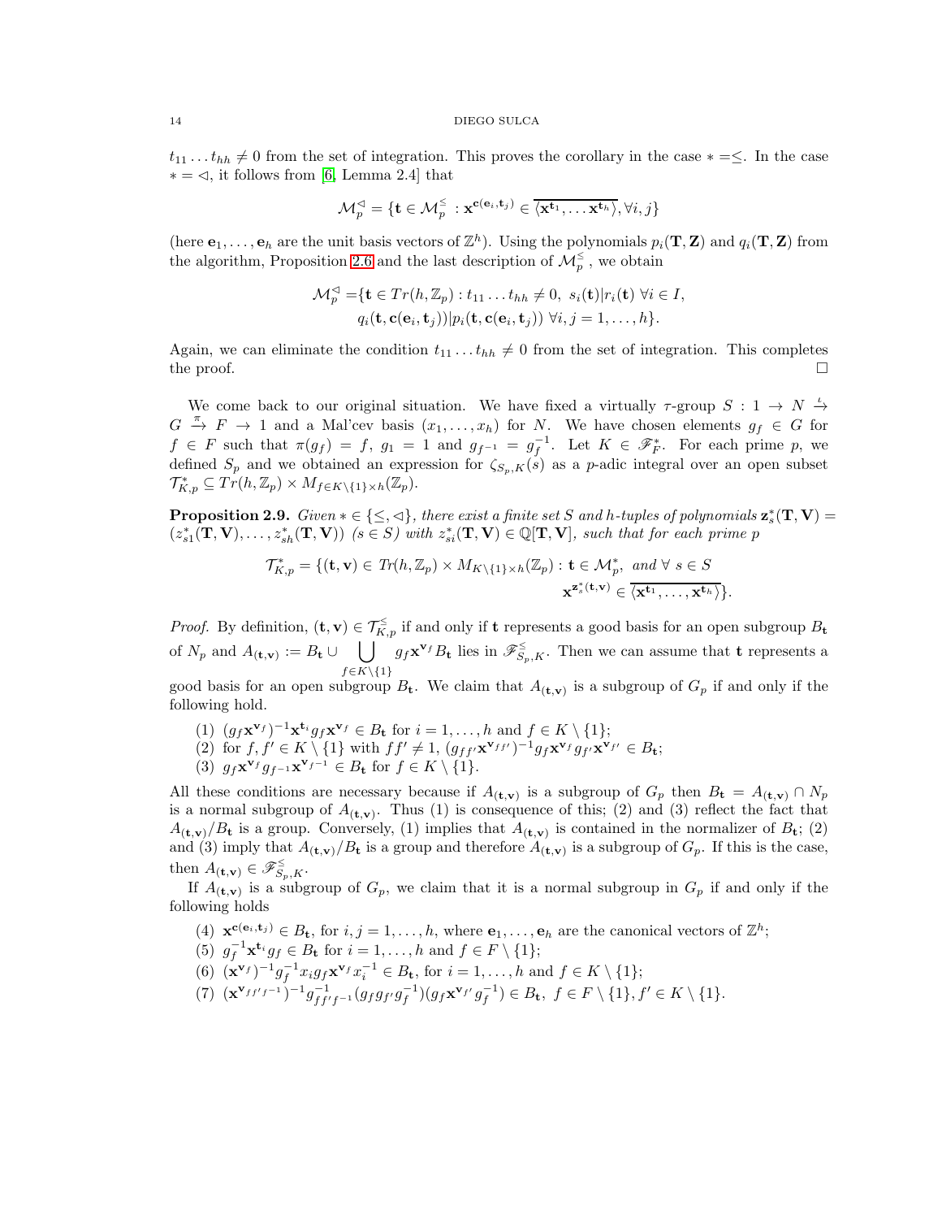$t_{11}\dots t_{hh}\neq 0$ from the set of integration. This proves the corollary in the case $*=\leq$. In the case $*=\lhd$, it follows from [6, Lemma 2.4] that

$$\mathcal{M}_p^{\lhd}=\{\mathbf{t}\in\mathcal{M}_p^{\leq}:\mathbf{x}^{\mathbf{c}(\mathbf{e}_i,\mathbf{t}_j)}\in\overline{\langle\mathbf{x}^{\mathbf{t}_1},\dots\mathbf{x}^{\mathbf{t}_h}\rangle},\forall i,j\}$$

(here $\mathbf{e}_1,\dots,\mathbf{e}_h$ are the unit basis vectors of $\mathbb{Z}^h$). Using the polynomials $p_i(\mathbf{T},\mathbf{Z})$ and $q_i(\mathbf{T},\mathbf{Z})$ from the algorithm, Proposition 2.6 and the last description of $\mathcal{M}_p^{\leq}$, we obtain

$$\begin{aligned}\mathcal{M}_p^{\lhd}=\{&\mathbf{t}\in Tr(h,\mathbb{Z}_p):t_{11}\dots t_{hh}\neq 0,\ s_i(\mathbf{t})|r_i(\mathbf{t})\ \forall i\in I,\\ &q_i(\mathbf{t},\mathbf{c}(\mathbf{e}_i,\mathbf{t}_j))|p_i(\mathbf{t},\mathbf{c}(\mathbf{e}_i,\mathbf{t}_j))\ \forall i,j=1,\dots,h\}.\end{aligned}$$

Again, we can eliminate the condition $t_{11}\dots t_{hh}\neq 0$ from the set of integration. This completes the proof. □

We come back to our original situation. We have fixed a virtually $\tau$-group $S:1\to N\xrightarrow{\iota}G\xrightarrow{\pi}F\to 1$ and a Mal'cev basis $(x_1,\dots,x_h)$ for $N$. We have chosen elements $g_f\in G$ for $f\in F$ such that $\pi(g_f)=f$, $g_1=1$ and $g_{f^{-1}}=g_f^{-1}$. Let $K\in\mathscr{F}_F^*$. For each prime $p$, we defined $S_p$ and we obtained an expression for $\zeta_{S_p,K}(s)$ as a $p$-adic integral over an open subset $\mathcal{T}_{K,p}^*\subseteq Tr(h,\mathbb{Z}_p)\times M_{f\in K\setminus\{1\}\times h}(\mathbb{Z}_p)$.

**Proposition 2.9.** *Given $*\in\{\leq,\lhd\}$, there exist a finite set $S$ and $h$-tuples of polynomials $\mathbf{z}_s^*(\mathbf{T},\mathbf{V})=(z_{s1}^*(\mathbf{T},\mathbf{V}),\dots,z_{sh}^*(\mathbf{T},\mathbf{V}))$ $(s\in S)$ with $z_{si}^*(\mathbf{T},\mathbf{V})\in\mathbb{Q}[\mathbf{T},\mathbf{V}]$, such that for each prime $p$*

$$\begin{aligned}\mathcal{T}_{K,p}^*=\{(\mathbf{t},\mathbf{v})\in Tr(h,\mathbb{Z}_p)\times M_{K\setminus\{1\}\times h}(\mathbb{Z}_p):\mathbf{t}\in\mathcal{M}_p^*,\ \text{and}\ \forall\ s\in S\\ \mathbf{x}^{\mathbf{z}_s^*(\mathbf{t},\mathbf{v})}\in\overline{\langle\mathbf{x}^{\mathbf{t}_1},\dots,\mathbf{x}^{\mathbf{t}_h}\rangle}\}.\end{aligned}$$

*Proof.* By definition, $(\mathbf{t},\mathbf{v})\in\mathcal{T}_{K,p}^{\leq}$ if and only if $\mathbf{t}$ represents a good basis for an open subgroup $B_\mathbf{t}$ of $N_p$ and $A_{(\mathbf{t},\mathbf{v})}:=B_\mathbf{t}\cup\bigcup_{f\in K\setminus\{1\}}g_f\mathbf{x}^{\mathbf{v}_f}B_\mathbf{t}$ lies in $\mathscr{F}_{S_p,K}^{\leq}$. Then we can assume that $\mathbf{t}$ represents a good basis for an open subgroup $B_\mathbf{t}$. We claim that $A_{(\mathbf{t},\mathbf{v})}$ is a subgroup of $G_p$ if and only if the following hold.

1. $(g_f\mathbf{x}^{\mathbf{v}_f})^{-1}\mathbf{x}^{\mathbf{t}_i}g_f\mathbf{x}^{\mathbf{v}_f}\in B_\mathbf{t}$ for $i=1,\dots,h$ and $f\in K\setminus\{1\}$;
2. for $f,f'\in K\setminus\{1\}$ with $ff'\neq 1$, $(g_{ff'}\mathbf{x}^{\mathbf{v}_{ff'}})^{-1}g_f\mathbf{x}^{\mathbf{v}_f}g_{f'}\mathbf{x}^{\mathbf{v}_{f'}}\in B_\mathbf{t}$;
3. $g_f\mathbf{x}^{\mathbf{v}_f}g_{f^{-1}}\mathbf{x}^{\mathbf{v}_{f^{-1}}}\in B_\mathbf{t}$ for $f\in K\setminus\{1\}$.

All these conditions are necessary because if $A_{(\mathbf{t},\mathbf{v})}$ is a subgroup of $G_p$ then $B_\mathbf{t}=A_{(\mathbf{t},\mathbf{v})}\cap N_p$ is a normal subgroup of $A_{(\mathbf{t},\mathbf{v})}$. Thus (1) is consequence of this; (2) and (3) reflect the fact that $A_{(\mathbf{t},\mathbf{v})}/B_\mathbf{t}$ is a group. Conversely, (1) implies that $A_{(\mathbf{t},\mathbf{v})}$ is contained in the normalizer of $B_\mathbf{t}$; (2) and (3) imply that $A_{(\mathbf{t},\mathbf{v})}/B_\mathbf{t}$ is a group and therefore $A_{(\mathbf{t},\mathbf{v})}$ is a subgroup of $G_p$. If this is the case, then $A_{(\mathbf{t},\mathbf{v})}\in\mathscr{F}_{S_p,K}^{\leq}$.

If $A_{(\mathbf{t},\mathbf{v})}$ is a subgroup of $G_p$, we claim that it is a normal subgroup in $G_p$ if and only if the following holds

4. $\mathbf{x}^{\mathbf{c}(\mathbf{e}_i,\mathbf{t}_j)}\in B_\mathbf{t}$, for $i,j=1,\dots,h$, where $\mathbf{e}_1,\dots,\mathbf{e}_h$ are the canonical vectors of $\mathbb{Z}^h$;
5. $g_f^{-1}\mathbf{x}^{\mathbf{t}_i}g_f\in B_\mathbf{t}$ for $i=1,\dots,h$ and $f\in F\setminus\{1\}$;
6. $(\mathbf{x}^{\mathbf{v}_f})^{-1}g_f^{-1}x_ig_f\mathbf{x}^{\mathbf{v}_f}x_i^{-1}\in B_\mathbf{t}$, for $i=1,\dots,h$ and $f\in K\setminus\{1\}$;
7. $(\mathbf{x}^{\mathbf{v}_{ff'f^{-1}}})^{-1}g_{ff'f^{-1}}^{-1}(g_fg_{f'}g_f^{-1})(g_f\mathbf{x}^{\mathbf{v}_{f'}}g_f^{-1})\in B_\mathbf{t},\ f\in F\setminus\{1\},f'\in K\setminus\{1\}$.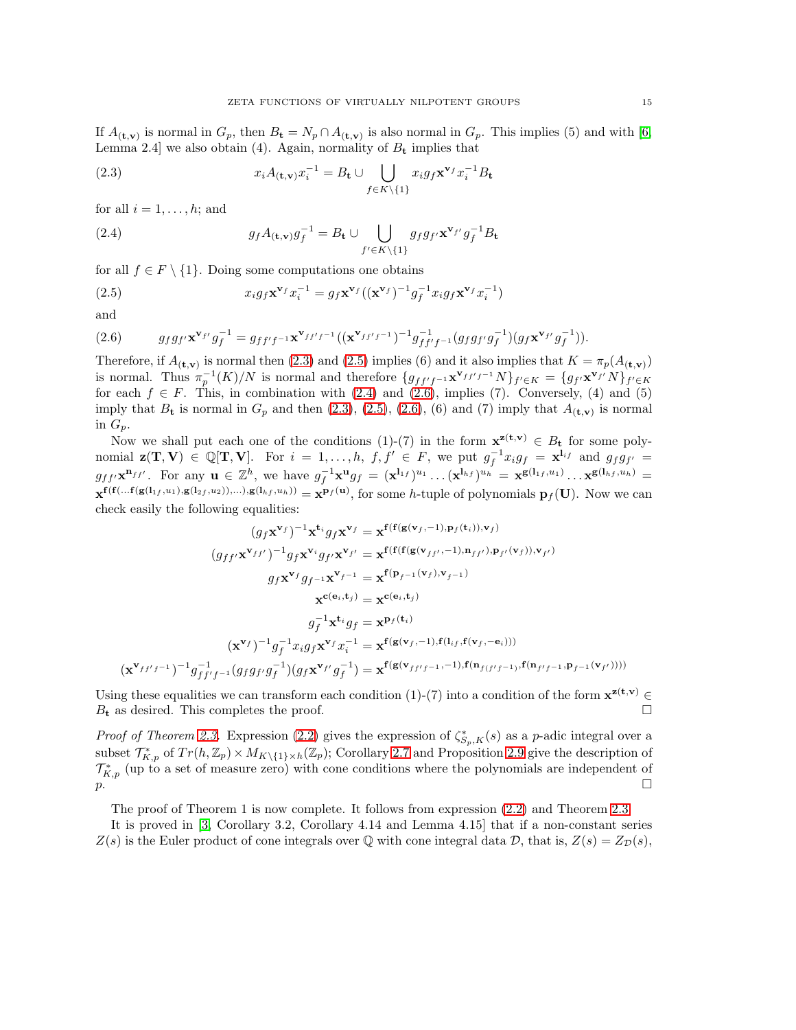If $A_{(\mathbf{t},\mathbf{v})}$ is normal in $G_p$, then $B_{\mathbf{t}} = N_p \cap A_{(\mathbf{t},\mathbf{v})}$ is also normal in $G_p$. This implies (5) and with [6, Lemma 2.4] we also obtain (4). Again, normality of $B_{\mathbf{t}}$ implies that

$$x_i A_{(\mathbf{t},\mathbf{v})} x_i^{-1} = B_{\mathbf{t}} \cup \bigcup_{f \in K\setminus\{1\}} x_i g_f \mathbf{x}^{\mathbf{v}_f} x_i^{-1} B_{\mathbf{t}} \tag{2.3}$$

for all $i = 1, \ldots, h$; and

$$g_f A_{(\mathbf{t},\mathbf{v})} g_f^{-1} = B_{\mathbf{t}} \cup \bigcup_{f' \in K\setminus\{1\}} g_f g_{f'} \mathbf{x}^{\mathbf{v}_{f'}} g_f^{-1} B_{\mathbf{t}} \tag{2.4}$$

for all $f \in F \setminus \{1\}$. Doing some computations one obtains

$$x_i g_f \mathbf{x}^{\mathbf{v}_f} x_i^{-1} = g_f \mathbf{x}^{\mathbf{v}_f} ((\mathbf{x}^{\mathbf{v}_f})^{-1} g_f^{-1} x_i g_f \mathbf{x}^{\mathbf{v}_f} x_i^{-1}) \tag{2.5}$$

and

$$g_f g_{f'} \mathbf{x}^{\mathbf{v}_{f'}} g_f^{-1} = g_{ff'f^{-1}} \mathbf{x}^{\mathbf{v}_{ff'f^{-1}}} ((\mathbf{x}^{\mathbf{v}_{ff'f^{-1}}})^{-1} g_{ff'f^{-1}}^{-1} (g_f g_{f'} g_f^{-1})(g_f \mathbf{x}^{\mathbf{v}_{f'}} g_f^{-1})). \tag{2.6}$$

Therefore, if $A_{(\mathbf{t},\mathbf{v})}$ is normal then (2.3) and (2.5) implies (6) and it also implies that $K = \pi_p(A_{(\mathbf{t},\mathbf{v})})$ is normal. Thus $\pi_p^{-1}(K)/N$ is normal and therefore $\{g_{ff'f^{-1}} \mathbf{x}^{\mathbf{v}_{ff'f^{-1}}} N\}_{f' \in K} = \{g_{f'} \mathbf{x}^{\mathbf{v}_{f'}} N\}_{f' \in K}$ for each $f \in F$. This, in combination with (2.4) and (2.6), implies (7). Conversely, (4) and (5) imply that $B_{\mathbf{t}}$ is normal in $G_p$ and then (2.3), (2.5), (2.6), (6) and (7) imply that $A_{(\mathbf{t},\mathbf{v})}$ is normal in $G_p$.

Now we shall put each one of the conditions (1)-(7) in the form $\mathbf{x}^{\mathbf{z}(\mathbf{t},\mathbf{v})} \in B_{\mathbf{t}}$ for some polynomial $\mathbf{z}(\mathbf{T},\mathbf{V}) \in \mathbb{Q}[\mathbf{T},\mathbf{V}]$. For $i = 1, \ldots, h$, $f, f' \in F$, we put $g_f^{-1} x_i g_f = \mathbf{x}^{\mathbf{l}_{if}}$ and $g_f g_{f'} = g_{ff'} \mathbf{x}^{\mathbf{n}_{ff'}}$. For any $\mathbf{u} \in \mathbb{Z}^h$, we have $g_f^{-1} \mathbf{x}^{\mathbf{u}} g_f = (\mathbf{x}^{\mathbf{l}_{1f}})^{u_1} \ldots (\mathbf{x}^{\mathbf{l}_{hf}})^{u_h} = \mathbf{x}^{\mathbf{g}(\mathbf{l}_{1f},u_1)} \ldots \mathbf{x}^{\mathbf{g}(\mathbf{l}_{hf},u_h)} = \mathbf{x}^{\mathbf{f}(\mathbf{f}(\ldots \mathbf{f}(\mathbf{g}(\mathbf{l}_{1f},u_1),\mathbf{g}(\mathbf{l}_{2f},u_2)),\ldots),\mathbf{g}(\mathbf{l}_{hf},u_h))} = \mathbf{x}^{\mathbf{p}_f(\mathbf{u})}$, for some $h$-tuple of polynomials $\mathbf{p}_f(\mathbf{U})$. Now we can check easily the following equalities:

$$\begin{aligned}
(g_f \mathbf{x}^{\mathbf{v}_f})^{-1} \mathbf{x}^{\mathbf{t}_i} g_f \mathbf{x}^{\mathbf{v}_f} &= \mathbf{x}^{\mathbf{f}(\mathbf{f}(\mathbf{g}(\mathbf{v}_f,-1),\mathbf{p}_f(\mathbf{t}_i)),\mathbf{v}_f)} \\
(g_{ff'} \mathbf{x}^{\mathbf{v}_{ff'}})^{-1} g_f \mathbf{x}^{\mathbf{v}_i} g_{f'} \mathbf{x}^{\mathbf{v}_{f'}} &= \mathbf{x}^{\mathbf{f}(\mathbf{f}(\mathbf{f}(\mathbf{g}(\mathbf{v}_{ff'},-1),\mathbf{n}_{ff'}),\mathbf{p}_{f'}(\mathbf{v}_f)),\mathbf{v}_{f'})} \\
g_f \mathbf{x}^{\mathbf{v}_f} g_{f^{-1}} \mathbf{x}^{\mathbf{v}_{f^{-1}}} &= \mathbf{x}^{\mathbf{f}(\mathbf{p}_{f^{-1}}(\mathbf{v}_f),\mathbf{v}_{f^{-1}})} \\
\mathbf{x}^{\mathbf{c}(\mathbf{e}_i,\mathbf{t}_j)} &= \mathbf{x}^{\mathbf{c}(\mathbf{e}_i,\mathbf{t}_j)} \\
g_f^{-1} \mathbf{x}^{\mathbf{t}_i} g_f &= \mathbf{x}^{\mathbf{p}_f(\mathbf{t}_i)} \\
(\mathbf{x}^{\mathbf{v}_f})^{-1} g_f^{-1} x_i g_f \mathbf{x}^{\mathbf{v}_f} x_i^{-1} &= \mathbf{x}^{\mathbf{f}(\mathbf{g}(\mathbf{v}_f,-1),\mathbf{f}(\mathbf{l}_{if},\mathbf{f}(\mathbf{v}_f,-\mathbf{e}_i)))} \\
(\mathbf{x}^{\mathbf{v}_{ff'f^{-1}}})^{-1} g_{ff'f^{-1}}^{-1} (g_f g_{f'} g_f^{-1})(g_f \mathbf{x}^{\mathbf{v}_{f'}} g_f^{-1}) &= \mathbf{x}^{\mathbf{f}(\mathbf{g}(\mathbf{v}_{ff'f^{-1}},-1),\mathbf{f}(\mathbf{n}_{f(f'f^{-1})},\mathbf{f}(\mathbf{n}_{f'f^{-1}},\mathbf{p}_{f^{-1}}(\mathbf{v}_{f'}))))}
\end{aligned}$$

Using these equalities we can transform each condition (1)-(7) into a condition of the form $\mathbf{x}^{\mathbf{z}(\mathbf{t},\mathbf{v})} \in B_{\mathbf{t}}$ as desired. This completes the proof. □

*Proof of Theorem 2.3.* Expression (2.2) gives the expression of $\zeta^*_{S_p,K}(s)$ as a $p$-adic integral over a subset $\mathcal{T}^*_{K,p}$ of $Tr(h,\mathbb{Z}_p) \times M_{K\setminus\{1\}\times h}(\mathbb{Z}_p)$; Corollary 2.7 and Proposition 2.9 give the description of $\mathcal{T}^*_{K,p}$ (up to a set of measure zero) with cone conditions where the polynomials are independent of $p$. □

The proof of Theorem 1 is now complete. It follows from expression (2.2) and Theorem 2.3.

It is proved in [3, Corollary 3.2, Corollary 4.14 and Lemma 4.15] that if a non-constant series $Z(s)$ is the Euler product of cone integrals over $\mathbb{Q}$ with cone integral data $\mathcal{D}$, that is, $Z(s) = Z_{\mathcal{D}}(s)$,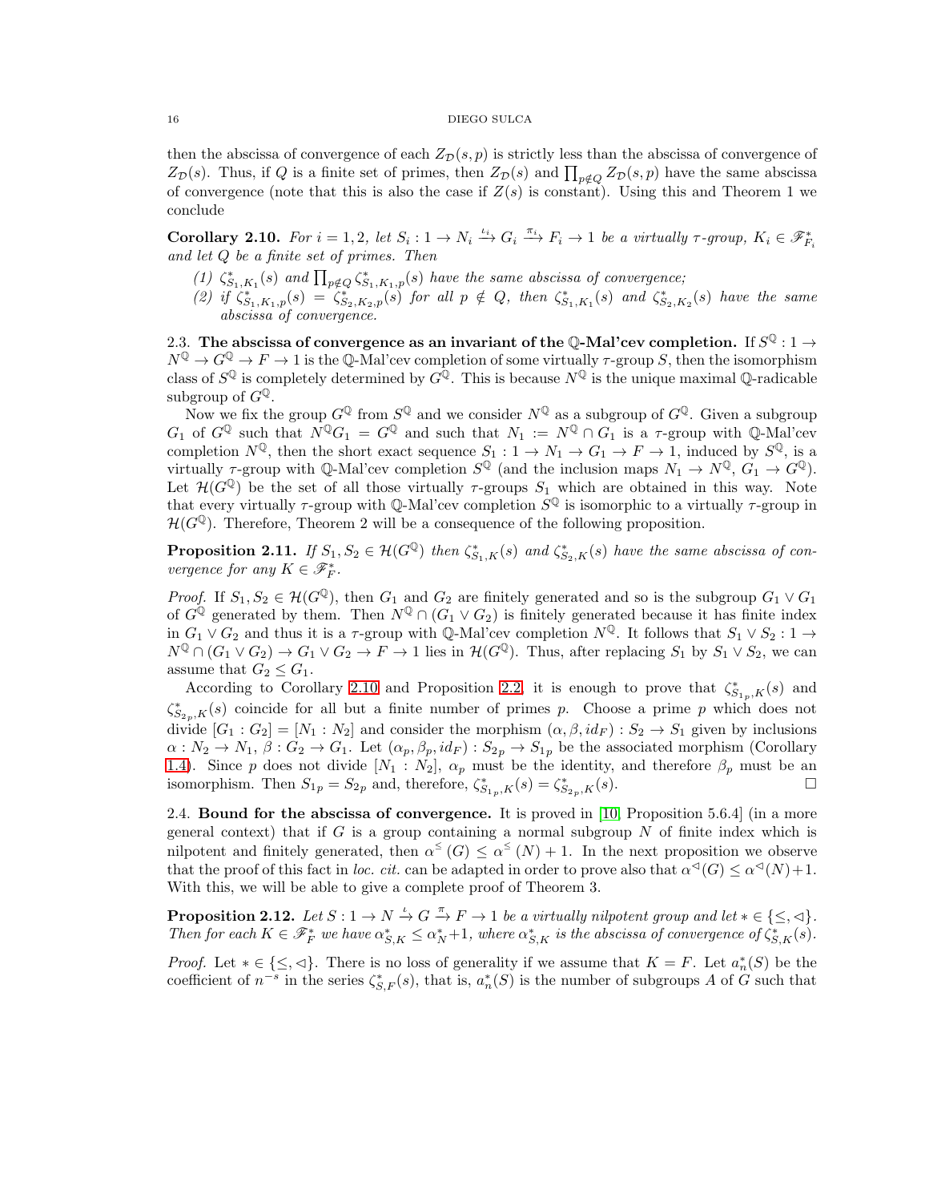then the abscissa of convergence of each $Z_{\mathcal{D}}(s,p)$ is strictly less than the abscissa of convergence of $Z_{\mathcal{D}}(s)$. Thus, if $Q$ is a finite set of primes, then $Z_{\mathcal{D}}(s)$ and $\prod_{p\notin Q} Z_{\mathcal{D}}(s,p)$ have the same abscissa of convergence (note that this is also the case if $Z(s)$ is constant). Using this and Theorem 1 we conclude

**Corollary 2.10.** *For $i = 1, 2$, let $S_i : 1 \to N_i \xrightarrow{\iota_i} G_i \xrightarrow{\pi_i} F_i \to 1$ be a virtually $\tau$-group, $K_i \in \mathscr{F}^*_{F_i}$ and let $Q$ be a finite set of primes. Then*

*(1) $\zeta^*_{S_1,K_1}(s)$ and $\prod_{p\notin Q} \zeta^*_{S_1,K_1,p}(s)$ have the same abscissa of convergence;*
*(2) if $\zeta^*_{S_1,K_1,p}(s) = \zeta^*_{S_2,K_2,p}(s)$ for all $p \notin Q$, then $\zeta^*_{S_1,K_1}(s)$ and $\zeta^*_{S_2,K_2}(s)$ have the same abscissa of convergence.*

### 2.3. The abscissa of convergence as an invariant of the $\mathbb{Q}$-Mal'cev completion.

If $S^{\mathbb{Q}} : 1 \to N^{\mathbb{Q}} \to G^{\mathbb{Q}} \to F \to 1$ is the $\mathbb{Q}$-Mal'cev completion of some virtually $\tau$-group $S$, then the isomorphism class of $S^{\mathbb{Q}}$ is completely determined by $G^{\mathbb{Q}}$. This is because $N^{\mathbb{Q}}$ is the unique maximal $\mathbb{Q}$-radicable subgroup of $G^{\mathbb{Q}}$.

Now we fix the group $G^{\mathbb{Q}}$ from $S^{\mathbb{Q}}$ and we consider $N^{\mathbb{Q}}$ as a subgroup of $G^{\mathbb{Q}}$. Given a subgroup $G_1$ of $G^{\mathbb{Q}}$ such that $N^{\mathbb{Q}}G_1 = G^{\mathbb{Q}}$ and such that $N_1 := N^{\mathbb{Q}} \cap G_1$ is a $\tau$-group with $\mathbb{Q}$-Mal'cev completion $N^{\mathbb{Q}}$, then the short exact sequence $S_1 : 1 \to N_1 \to G_1 \to F \to 1$, induced by $S^{\mathbb{Q}}$, is a virtually $\tau$-group with $\mathbb{Q}$-Mal'cev completion $S^{\mathbb{Q}}$ (and the inclusion maps $N_1 \to N^{\mathbb{Q}}$, $G_1 \to G^{\mathbb{Q}}$). Let $\mathcal{H}(G^{\mathbb{Q}})$ be the set of all those virtually $\tau$-groups $S_1$ which are obtained in this way. Note that every virtually $\tau$-group with $\mathbb{Q}$-Mal'cev completion $S^{\mathbb{Q}}$ is isomorphic to a virtually $\tau$-group in $\mathcal{H}(G^{\mathbb{Q}})$. Therefore, Theorem 2 will be a consequence of the following proposition.

**Proposition 2.11.** *If $S_1, S_2 \in \mathcal{H}(G^{\mathbb{Q}})$ then $\zeta^*_{S_1,K}(s)$ and $\zeta^*_{S_2,K}(s)$ have the same abscissa of convergence for any $K \in \mathscr{F}^*_F$.*

*Proof.* If $S_1, S_2 \in \mathcal{H}(G^{\mathbb{Q}})$, then $G_1$ and $G_2$ are finitely generated and so is the subgroup $G_1 \vee G_1$ of $G^{\mathbb{Q}}$ generated by them. Then $N^{\mathbb{Q}} \cap (G_1 \vee G_2)$ is finitely generated because it has finite index in $G_1 \vee G_2$ and thus it is a $\tau$-group with $\mathbb{Q}$-Mal'cev completion $N^{\mathbb{Q}}$. It follows that $S_1 \vee S_2 : 1 \to N^{\mathbb{Q}} \cap (G_1 \vee G_2) \to G_1 \vee G_2 \to F \to 1$ lies in $\mathcal{H}(G^{\mathbb{Q}})$. Thus, after replacing $S_1$ by $S_1 \vee S_2$, we can assume that $G_2 \leq G_1$.

According to Corollary 2.10 and Proposition 2.2, it is enough to prove that $\zeta^*_{S_{1p},K}(s)$ and $\zeta^*_{S_{2p},K}(s)$ coincide for all but a finite number of primes $p$. Choose a prime $p$ which does not divide $[G_1 : G_2] = [N_1 : N_2]$ and consider the morphism $(\alpha, \beta, id_F) : S_2 \to S_1$ given by inclusions $\alpha : N_2 \to N_1$, $\beta : G_2 \to G_1$. Let $(\alpha_p, \beta_p, id_F) : S_{2p} \to S_{1p}$ be the associated morphism (Corollary 1.4). Since $p$ does not divide $[N_1 : N_2]$, $\alpha_p$ must be the identity, and therefore $\beta_p$ must be an isomorphism. Then $S_{1p} = S_{2p}$ and, therefore, $\zeta^*_{S_{1p},K}(s) = \zeta^*_{S_{2p},K}(s)$. □

### 2.4. Bound for the abscissa of convergence.

It is proved in [10, Proposition 5.6.4] (in a more general context) that if $G$ is a group containing a normal subgroup $N$ of finite index which is nilpotent and finitely generated, then $\alpha^{\leq}(G) \leq \alpha^{\leq}(N) + 1$. In the next proposition we observe that the proof of this fact in *loc. cit.* can be adapted in order to prove also that $\alpha^{\triangleleft}(G) \leq \alpha^{\triangleleft}(N) + 1$. With this, we will be able to give a complete proof of Theorem 3.

**Proposition 2.12.** *Let $S : 1 \to N \xrightarrow{\iota} G \xrightarrow{\pi} F \to 1$ be a virtually nilpotent group and let $* \in \{\leq, \triangleleft\}$. Then for each $K \in \mathscr{F}^*_F$ we have $\alpha^*_{S,K} \leq \alpha^*_N + 1$, where $\alpha^*_{S,K}$ is the abscissa of convergence of $\zeta^*_{S,K}(s)$.*

*Proof.* Let $* \in \{\leq, \triangleleft\}$. There is no loss of generality if we assume that $K = F$. Let $a^*_n(S)$ be the coefficient of $n^{-s}$ in the series $\zeta^*_{S,F}(s)$, that is, $a^*_n(S)$ is the number of subgroups $A$ of $G$ such that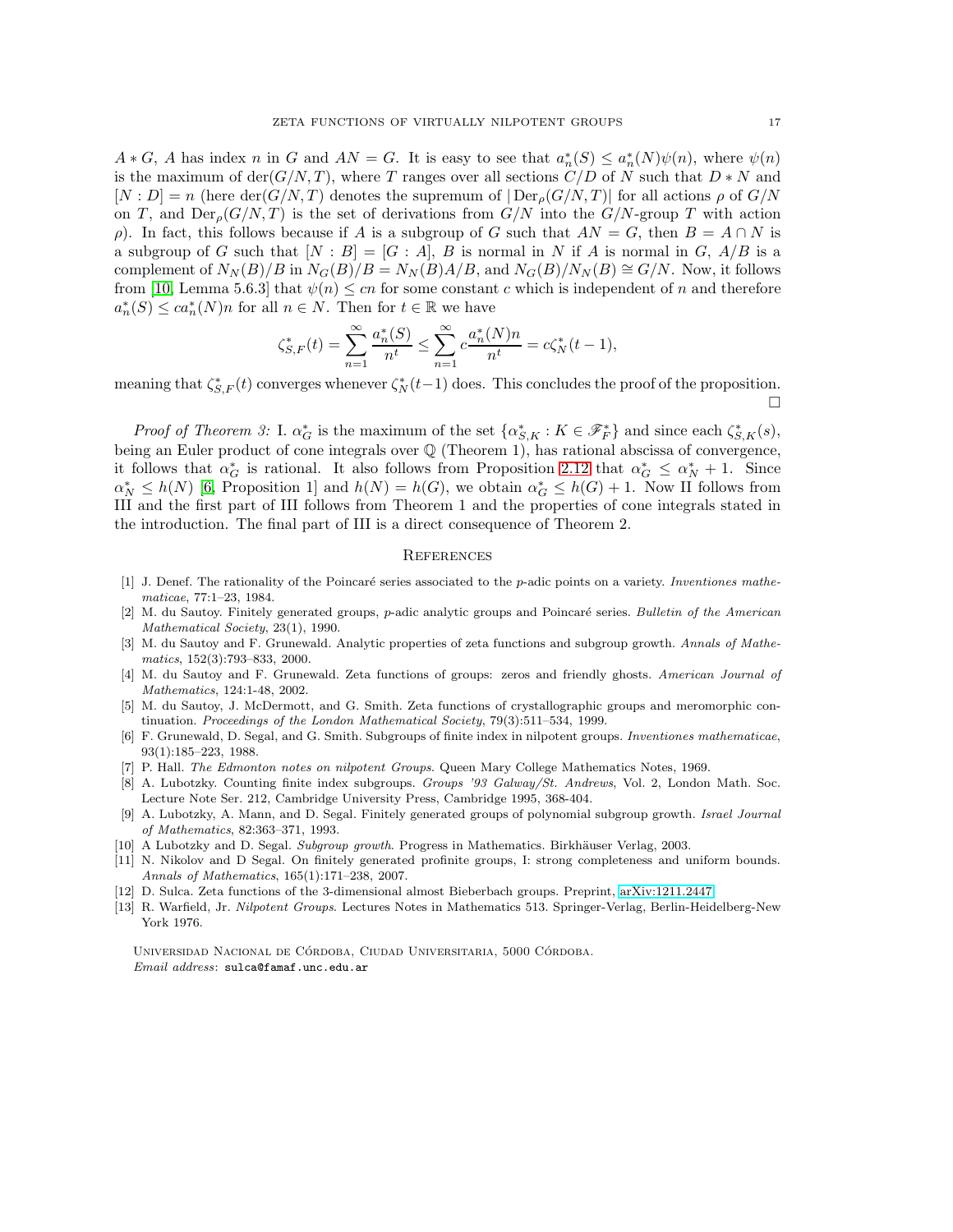$A * G$, $A$ has index $n$ in $G$ and $AN = G$. It is easy to see that $a_n^*(S) \leq a_n^*(N)\psi(n)$, where $\psi(n)$ is the maximum of $\mathrm{der}(G/N, T)$, where $T$ ranges over all sections $C/D$ of $N$ such that $D * N$ and $[N : D] = n$ (here $\mathrm{der}(G/N, T)$ denotes the supremum of $|\mathrm{Der}_\rho(G/N, T)|$ for all actions $\rho$ of $G/N$ on $T$, and $\mathrm{Der}_\rho(G/N, T)$ is the set of derivations from $G/N$ into the $G/N$-group $T$ with action $\rho$). In fact, this follows because if $A$ is a subgroup of $G$ such that $AN = G$, then $B = A \cap N$ is a subgroup of $G$ such that $[N : B] = [G : A]$, $B$ is normal in $N$ if $A$ is normal in $G$, $A/B$ is a complement of $N_N(B)/B$ in $N_G(B)/B = N_N(B)A/B$, and $N_G(B)/N_N(B) \cong G/N$. Now, it follows from [10, Lemma 5.6.3] that $\psi(n) \leq cn$ for some constant $c$ which is independent of $n$ and therefore $a_n^*(S) \leq ca_n^*(N)n$ for all $n \in \mathbb{N}$. Then for $t \in \mathbb{R}$ we have

$$\zeta_{S,F}^*(t) = \sum_{n=1}^{\infty} \frac{a_n^*(S)}{n^t} \leq \sum_{n=1}^{\infty} c\frac{a_n^*(N)n}{n^t} = c\zeta_N^*(t-1),$$

meaning that $\zeta_{S,F}^*(t)$ converges whenever $\zeta_N^*(t-1)$ does. This concludes the proof of the proposition. □

*Proof of Theorem 3:* I. $\alpha_G^*$ is the maximum of the set $\{\alpha_{S,K}^* : K \in \mathscr{F}_F^*\}$ and since each $\zeta_{S,K}^*(s)$, being an Euler product of cone integrals over $\mathbb{Q}$ (Theorem 1), has rational abscissa of convergence, it follows that $\alpha_G^*$ is rational. It also follows from Proposition 2.12 that $\alpha_G^* \leq \alpha_N^* + 1$. Since $\alpha_N^* \leq h(N)$ [6, Proposition 1] and $h(N) = h(G)$, we obtain $\alpha_G^* \leq h(G) + 1$. Now II follows from III and the first part of III follows from Theorem 1 and the properties of cone integrals stated in the introduction. The final part of III is a direct consequence of Theorem 2.

## References

[1] J. Denef. The rationality of the Poincaré series associated to the $p$-adic points on a variety. *Inventiones mathematicae*, 77:1–23, 1984.

[2] M. du Sautoy. Finitely generated groups, $p$-adic analytic groups and Poincaré series. *Bulletin of the American Mathematical Society*, 23(1), 1990.

[3] M. du Sautoy and F. Grunewald. Analytic properties of zeta functions and subgroup growth. *Annals of Mathematics*, 152(3):793–833, 2000.

[4] M. du Sautoy and F. Grunewald. Zeta functions of groups: zeros and friendly ghosts. *American Journal of Mathematics*, 124:1-48, 2002.

[5] M. du Sautoy, J. McDermott, and G. Smith. Zeta functions of crystallographic groups and meromorphic continuation. *Proceedings of the London Mathematical Society*, 79(3):511–534, 1999.

[6] F. Grunewald, D. Segal, and G. Smith. Subgroups of finite index in nilpotent groups. *Inventiones mathematicae*, 93(1):185–223, 1988.

[7] P. Hall. *The Edmonton notes on nilpotent Groups*. Queen Mary College Mathematics Notes, 1969.

[8] A. Lubotzky. Counting finite index subgroups. *Groups '93 Galway/St. Andrews*, Vol. 2, London Math. Soc. Lecture Note Ser. 212, Cambridge University Press, Cambridge 1995, 368-404.

[9] A. Lubotzky, A. Mann, and D. Segal. Finitely generated groups of polynomial subgroup growth. *Israel Journal of Mathematics*, 82:363–371, 1993.

[10] A Lubotzky and D. Segal. *Subgroup growth*. Progress in Mathematics. Birkhäuser Verlag, 2003.

[11] N. Nikolov and D Segal. On finitely generated profinite groups, I: strong completeness and uniform bounds. *Annals of Mathematics*, 165(1):171–238, 2007.

[12] D. Sulca. Zeta functions of the 3-dimensional almost Bieberbach groups. Preprint, arXiv:1211.2447.

[13] R. Warfield, Jr. *Nilpotent Groups*. Lectures Notes in Mathematics 513. Springer-Verlag, Berlin-Heidelberg-New York 1976.

Universidad Nacional de Córdoba, Ciudad Universitaria, 5000 Córdoba.
*Email address*: sulca@famaf.unc.edu.ar